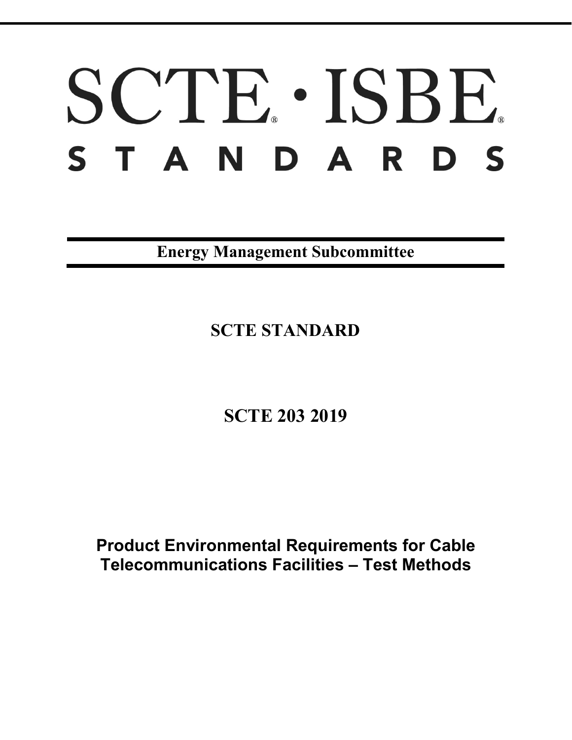# SCTE · ISBE

## STANDARDS

**Energy Management Subcommittee**

## SCTE STANDARD

## SCTE 203 2019

## Product Environmental Requirements for Cable Telecommunications Facilities – Test Methods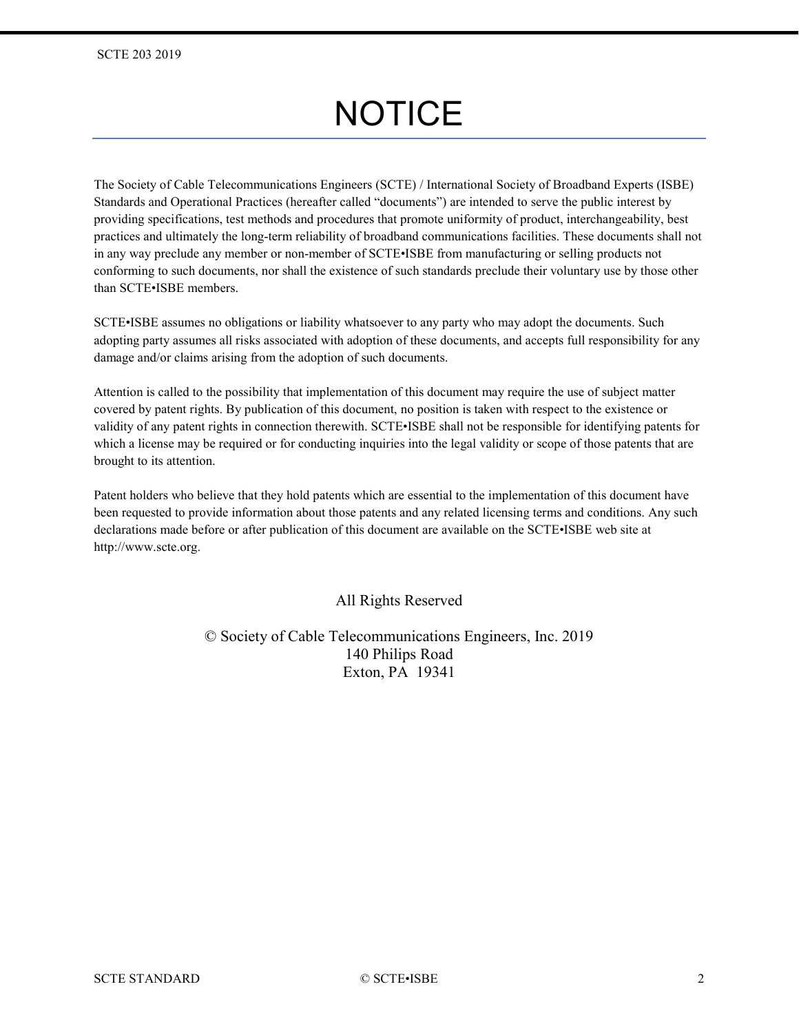# NOTICE

The Society of Cable Telecommunications Engineers (SCTE) / International Society of Broadband Experts (ISBE) Standards and Operational Practices (hereafter called "documents") are intended to serve the public interest by providing specifications, test methods and procedures that promote uniformity of product, interchangeability, best practices and ultimately the long-term reliability of broadband communications facilities. These documents shall not in any way preclude any member or non-member of SCTE•ISBE from manufacturing or selling products not conforming to such documents, nor shall the existence of such standards preclude their voluntary use by those other than SCTE•ISBE members.

SCTE•ISBE assumes no obligations or liability whatsoever to any party who may adopt the documents. Such adopting party assumes all risks associated with adoption of these documents, and accepts full responsibility for any damage and/or claims arising from the adoption of such documents.

Attention is called to the possibility that implementation of this document may require the use of subject matter covered by patent rights. By publication of this document, no position is taken with respect to the existence or validity of any patent rights in connection therewith. SCTE•ISBE shall not be responsible for identifying patents for which a license may be required or for conducting inquiries into the legal validity or scope of those patents that are brought to its attention.

Patent holders who believe that they hold patents which are essential to the implementation of this document have been requested to provide information about those patents and any related licensing terms and conditions. Any such declarations made before or after publication of this document are available on the SCTE•ISBE web site at http://www.scte.org.

All Rights Reserved

© Society of Cable Telecommunications Engineers, Inc. 2019
140 Philips Road
Exton, PA 19341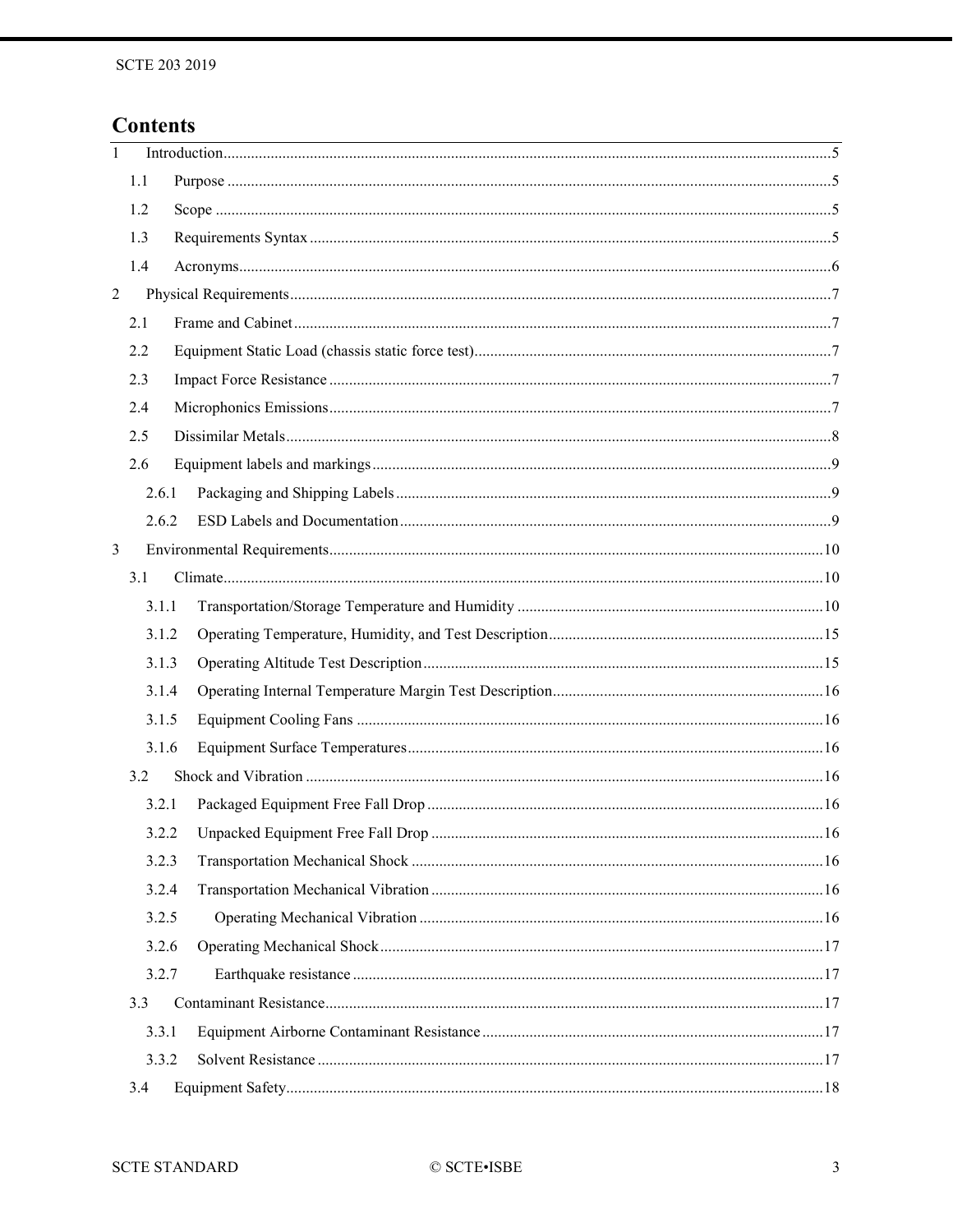# Contents

1 Introduction ..... 5
   1.1 Purpose ..... 5
   1.2 Scope ..... 5
   1.3 Requirements Syntax ..... 5
   1.4 Acronyms ..... 6
2 Physical Requirements ..... 7
   2.1 Frame and Cabinet ..... 7
   2.2 Equipment Static Load (chassis static force test) ..... 7
   2.3 Impact Force Resistance ..... 7
   2.4 Microphonics Emissions ..... 7
   2.5 Dissimilar Metals ..... 8
   2.6 Equipment labels and markings ..... 9
      2.6.1 Packaging and Shipping Labels ..... 9
      2.6.2 ESD Labels and Documentation ..... 9
3 Environmental Requirements ..... 10
   3.1 Climate ..... 10
      3.1.1 Transportation/Storage Temperature and Humidity ..... 10
      3.1.2 Operating Temperature, Humidity, and Test Description ..... 15
      3.1.3 Operating Altitude Test Description ..... 15
      3.1.4 Operating Internal Temperature Margin Test Description ..... 16
      3.1.5 Equipment Cooling Fans ..... 16
      3.1.6 Equipment Surface Temperatures ..... 16
   3.2 Shock and Vibration ..... 16
      3.2.1 Packaged Equipment Free Fall Drop ..... 16
      3.2.2 Unpacked Equipment Free Fall Drop ..... 16
      3.2.3 Transportation Mechanical Shock ..... 16
      3.2.4 Transportation Mechanical Vibration ..... 16
      3.2.5 Operating Mechanical Vibration ..... 16
      3.2.6 Operating Mechanical Shock ..... 17
      3.2.7 Earthquake resistance ..... 17
   3.3 Contaminant Resistance ..... 17
      3.3.1 Equipment Airborne Contaminant Resistance ..... 17
      3.3.2 Solvent Resistance ..... 17
   3.4 Equipment Safety ..... 18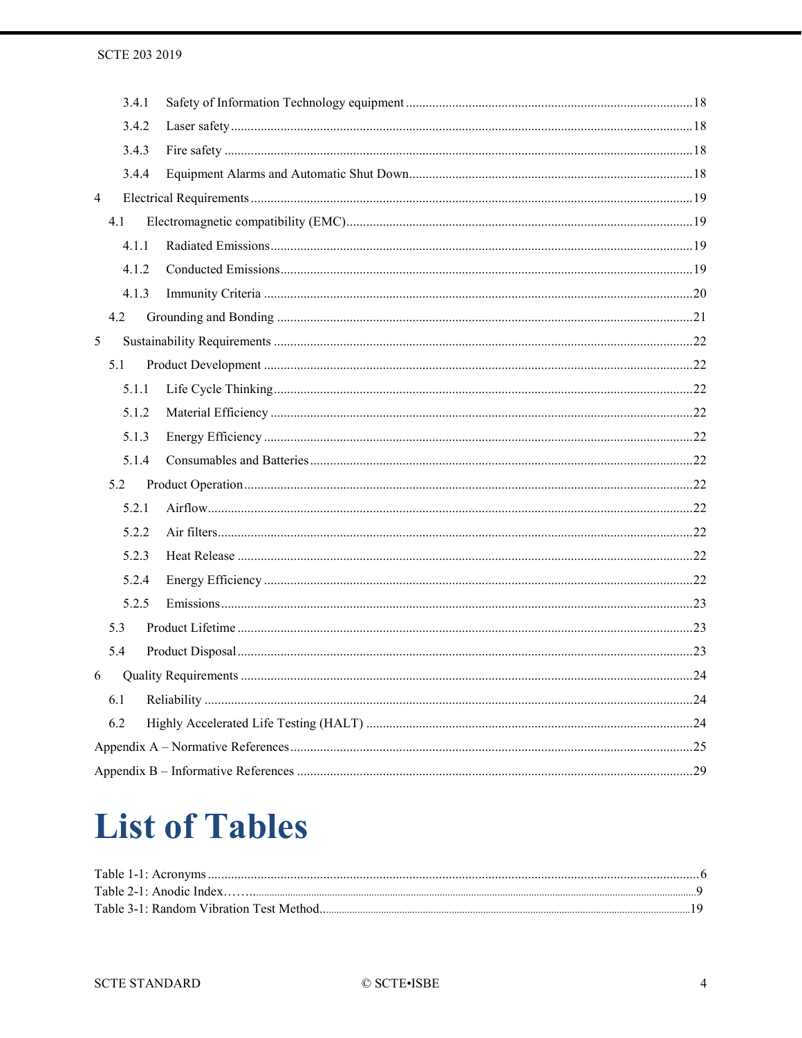3.4.1 Safety of Information Technology equipment ......................................................................................18

3.4.2 Laser safety ..........................................................................................................................................18

3.4.3 Fire safety ............................................................................................................................................18

3.4.4 Equipment Alarms and Automatic Shut Down ....................................................................................18

4 Electrical Requirements ....................................................................................................................................19

4.1 Electromagnetic compatibility (EMC) .......................................................................................................19

4.1.1 Radiated Emissions ..............................................................................................................................19

4.1.2 Conducted Emissions ...........................................................................................................................19

4.1.3 Immunity Criteria ................................................................................................................................20

4.2 Grounding and Bonding ............................................................................................................................21

5 Sustainability Requirements .............................................................................................................................22

5.1 Product Development ................................................................................................................................22

5.1.1 Life Cycle Thinking .............................................................................................................................22

5.1.2 Material Efficiency ..............................................................................................................................22

5.1.3 Energy Efficiency ................................................................................................................................22

5.1.4 Consumables and Batteries ..................................................................................................................22

5.2 Product Operation ......................................................................................................................................22

5.2.1 Airflow .................................................................................................................................................22

5.2.2 Air filters ..............................................................................................................................................22

5.2.3 Heat Release ........................................................................................................................................22

5.2.4 Energy Efficiency ................................................................................................................................22

5.2.5 Emissions .............................................................................................................................................23

5.3 Product Lifetime ........................................................................................................................................23

5.4 Product Disposal ........................................................................................................................................23

6 Quality Requirements .......................................................................................................................................24

6.1 Reliability ..................................................................................................................................................24

6.2 Highly Accelerated Life Testing (HALT) ..................................................................................................24

Appendix A – Normative References ........................................................................................................................25

Appendix B – Informative References .......................................................................................................................29

# List of Tables

Table 1-1: Acronyms ...................................................................................................................................................6

Table 2-1: Anodic Index.......................................................................................................................................................9

Table 3-1: Random Vibration Test Method..........................................................................................................................19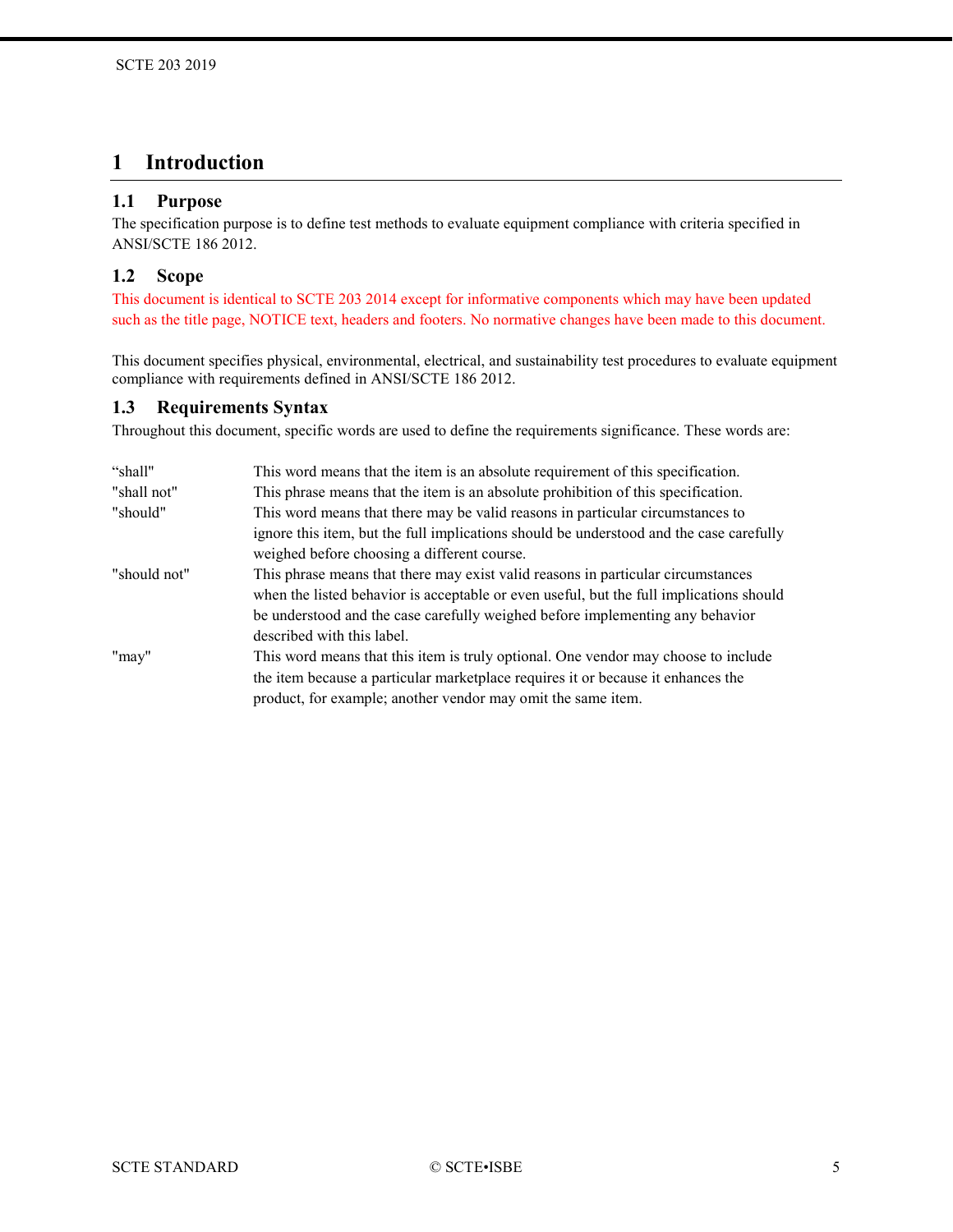# 1 Introduction

## 1.1 Purpose

The specification purpose is to define test methods to evaluate equipment compliance with criteria specified in ANSI/SCTE 186 2012.

## 1.2 Scope

This document is identical to SCTE 203 2014 except for informative components which may have been updated such as the title page, NOTICE text, headers and footers. No normative changes have been made to this document.

This document specifies physical, environmental, electrical, and sustainability test procedures to evaluate equipment compliance with requirements defined in ANSI/SCTE 186 2012.

## 1.3 Requirements Syntax

Throughout this document, specific words are used to define the requirements significance. These words are:

| | |
|---|---|
| "shall" | This word means that the item is an absolute requirement of this specification. |
| "shall not" | This phrase means that the item is an absolute prohibition of this specification. |
| "should" | This word means that there may be valid reasons in particular circumstances to ignore this item, but the full implications should be understood and the case carefully weighed before choosing a different course. |
| "should not" | This phrase means that there may exist valid reasons in particular circumstances when the listed behavior is acceptable or even useful, but the full implications should be understood and the case carefully weighed before implementing any behavior described with this label. |
| "may" | This word means that this item is truly optional. One vendor may choose to include the item because a particular marketplace requires it or because it enhances the product, for example; another vendor may omit the same item. |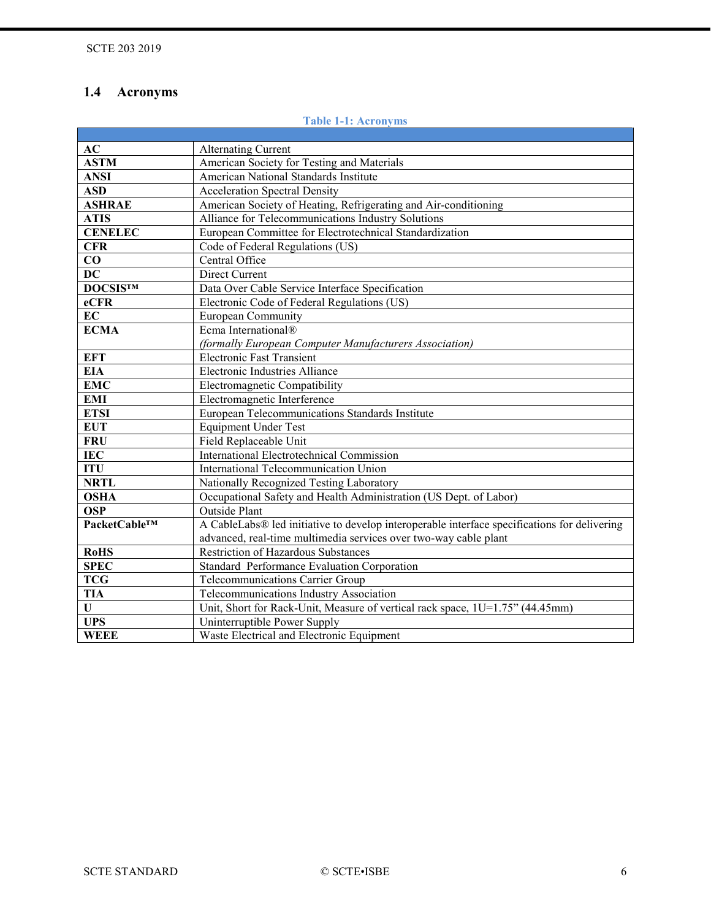## 1.4 Acronyms

Table 1-1: Acronyms

| | |
|---|---|
| **AC** | Alternating Current |
| **ASTM** | American Society for Testing and Materials |
| **ANSI** | American National Standards Institute |
| **ASD** | Acceleration Spectral Density |
| **ASHRAE** | American Society of Heating, Refrigerating and Air-conditioning |
| **ATIS** | Alliance for Telecommunications Industry Solutions |
| **CENELEC** | European Committee for Electrotechnical Standardization |
| **CFR** | Code of Federal Regulations (US) |
| **CO** | Central Office |
| **DC** | Direct Current |
| **DOCSIS™** | Data Over Cable Service Interface Specification |
| **eCFR** | Electronic Code of Federal Regulations (US) |
| **EC** | European Community |
| **ECMA** | Ecma International® *(formally European Computer Manufacturers Association)* |
| **EFT** | Electronic Fast Transient |
| **EIA** | Electronic Industries Alliance |
| **EMC** | Electromagnetic Compatibility |
| **EMI** | Electromagnetic Interference |
| **ETSI** | European Telecommunications Standards Institute |
| **EUT** | Equipment Under Test |
| **FRU** | Field Replaceable Unit |
| **IEC** | International Electrotechnical Commission |
| **ITU** | International Telecommunication Union |
| **NRTL** | Nationally Recognized Testing Laboratory |
| **OSHA** | Occupational Safety and Health Administration (US Dept. of Labor) |
| **OSP** | Outside Plant |
| **PacketCable™** | A CableLabs® led initiative to develop interoperable interface specifications for delivering advanced, real-time multimedia services over two-way cable plant |
| **RoHS** | Restriction of Hazardous Substances |
| **SPEC** | Standard Performance Evaluation Corporation |
| **TCG** | Telecommunications Carrier Group |
| **TIA** | Telecommunications Industry Association |
| **U** | Unit, Short for Rack-Unit, Measure of vertical rack space, 1U=1.75" (44.45mm) |
| **UPS** | Uninterruptible Power Supply |
| **WEEE** | Waste Electrical and Electronic Equipment |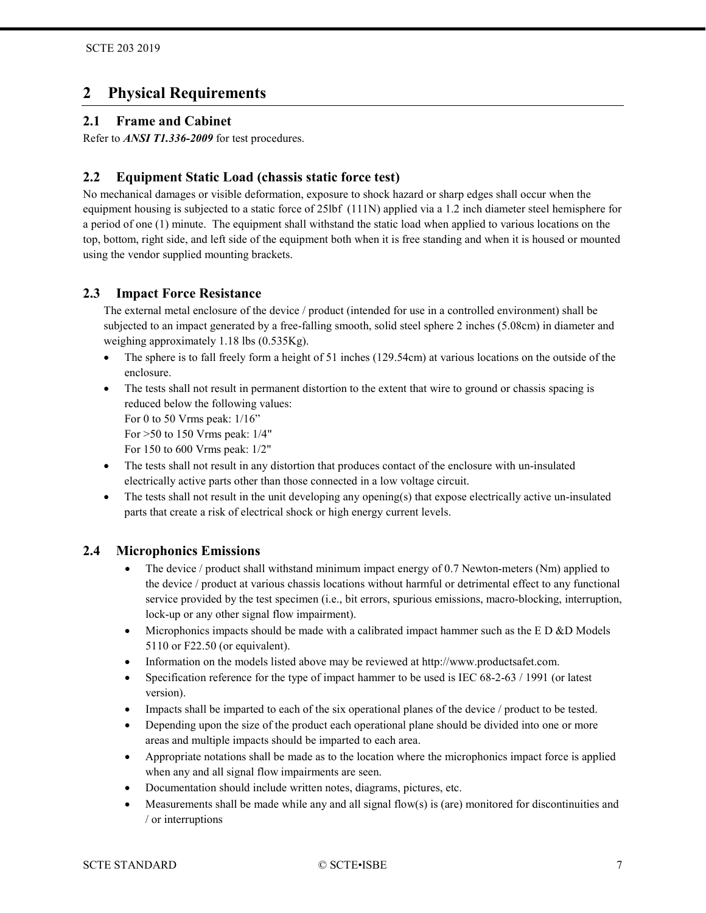## 2 Physical Requirements

### 2.1 Frame and Cabinet

Refer to ***ANSI T1.336-2009*** for test procedures.

### 2.2 Equipment Static Load (chassis static force test)

No mechanical damages or visible deformation, exposure to shock hazard or sharp edges shall occur when the equipment housing is subjected to a static force of 25lbf (111N) applied via a 1.2 inch diameter steel hemisphere for a period of one (1) minute. The equipment shall withstand the static load when applied to various locations on the top, bottom, right side, and left side of the equipment both when it is free standing and when it is housed or mounted using the vendor supplied mounting brackets.

### 2.3 Impact Force Resistance

The external metal enclosure of the device / product (intended for use in a controlled environment) shall be subjected to an impact generated by a free-falling smooth, solid steel sphere 2 inches (5.08cm) in diameter and weighing approximately 1.18 lbs (0.535Kg).

- The sphere is to fall freely form a height of 51 inches (129.54cm) at various locations on the outside of the enclosure.
- The tests shall not result in permanent distortion to the extent that wire to ground or chassis spacing is reduced below the following values:
  For 0 to 50 Vrms peak: 1/16"
  For >50 to 150 Vrms peak: 1/4"
  For 150 to 600 Vrms peak: 1/2"
- The tests shall not result in any distortion that produces contact of the enclosure with un-insulated electrically active parts other than those connected in a low voltage circuit.
- The tests shall not result in the unit developing any opening(s) that expose electrically active un-insulated parts that create a risk of electrical shock or high energy current levels.

### 2.4 Microphonics Emissions

- The device / product shall withstand minimum impact energy of 0.7 Newton-meters (Nm) applied to the device / product at various chassis locations without harmful or detrimental effect to any functional service provided by the test specimen (i.e., bit errors, spurious emissions, macro-blocking, interruption, lock-up or any other signal flow impairment).
- Microphonics impacts should be made with a calibrated impact hammer such as the E D &D Models 5110 or F22.50 (or equivalent).
- Information on the models listed above may be reviewed at http://www.productsafet.com.
- Specification reference for the type of impact hammer to be used is IEC 68-2-63 / 1991 (or latest version).
- Impacts shall be imparted to each of the six operational planes of the device / product to be tested.
- Depending upon the size of the product each operational plane should be divided into one or more areas and multiple impacts should be imparted to each area.
- Appropriate notations shall be made as to the location where the microphonics impact force is applied when any and all signal flow impairments are seen.
- Documentation should include written notes, diagrams, pictures, etc.
- Measurements shall be made while any and all signal flow(s) is (are) monitored for discontinuities and / or interruptions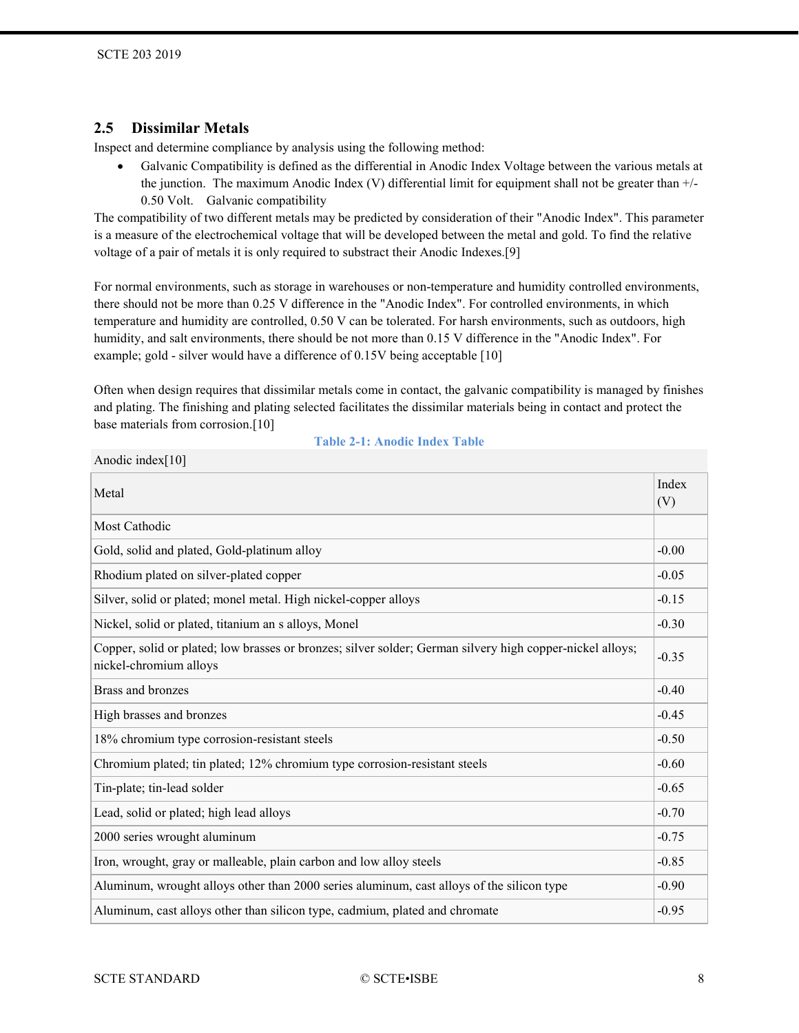## 2.5 Dissimilar Metals

Inspect and determine compliance by analysis using the following method:

- Galvanic Compatibility is defined as the differential in Anodic Index Voltage between the various metals at the junction. The maximum Anodic Index (V) differential limit for equipment shall not be greater than +/- 0.50 Volt. Galvanic compatibility

The compatibility of two different metals may be predicted by consideration of their "Anodic Index". This parameter is a measure of the electrochemical voltage that will be developed between the metal and gold. To find the relative voltage of a pair of metals it is only required to substract their Anodic Indexes.[9]

For normal environments, such as storage in warehouses or non-temperature and humidity controlled environments, there should not be more than 0.25 V difference in the "Anodic Index". For controlled environments, in which temperature and humidity are controlled, 0.50 V can be tolerated. For harsh environments, such as outdoors, high humidity, and salt environments, there should be not more than 0.15 V difference in the "Anodic Index". For example; gold - silver would have a difference of 0.15V being acceptable [10]

Often when design requires that dissimilar metals come in contact, the galvanic compatibility is managed by finishes and plating. The finishing and plating selected facilitates the dissimilar materials being in contact and protect the base materials from corrosion.[10]

**Table 2-1: Anodic Index Table**

Anodic index[10]

| Metal | Index (V) |
|---|---|
| Most Cathodic | |
| Gold, solid and plated, Gold-platinum alloy | -0.00 |
| Rhodium plated on silver-plated copper | -0.05 |
| Silver, solid or plated; monel metal. High nickel-copper alloys | -0.15 |
| Nickel, solid or plated, titanium an s alloys, Monel | -0.30 |
| Copper, solid or plated; low brasses or bronzes; silver solder; German silvery high copper-nickel alloys; nickel-chromium alloys | -0.35 |
| Brass and bronzes | -0.40 |
| High brasses and bronzes | -0.45 |
| 18% chromium type corrosion-resistant steels | -0.50 |
| Chromium plated; tin plated; 12% chromium type corrosion-resistant steels | -0.60 |
| Tin-plate; tin-lead solder | -0.65 |
| Lead, solid or plated; high lead alloys | -0.70 |
| 2000 series wrought aluminum | -0.75 |
| Iron, wrought, gray or malleable, plain carbon and low alloy steels | -0.85 |
| Aluminum, wrought alloys other than 2000 series aluminum, cast alloys of the silicon type | -0.90 |
| Aluminum, cast alloys other than silicon type, cadmium, plated and chromate | -0.95 |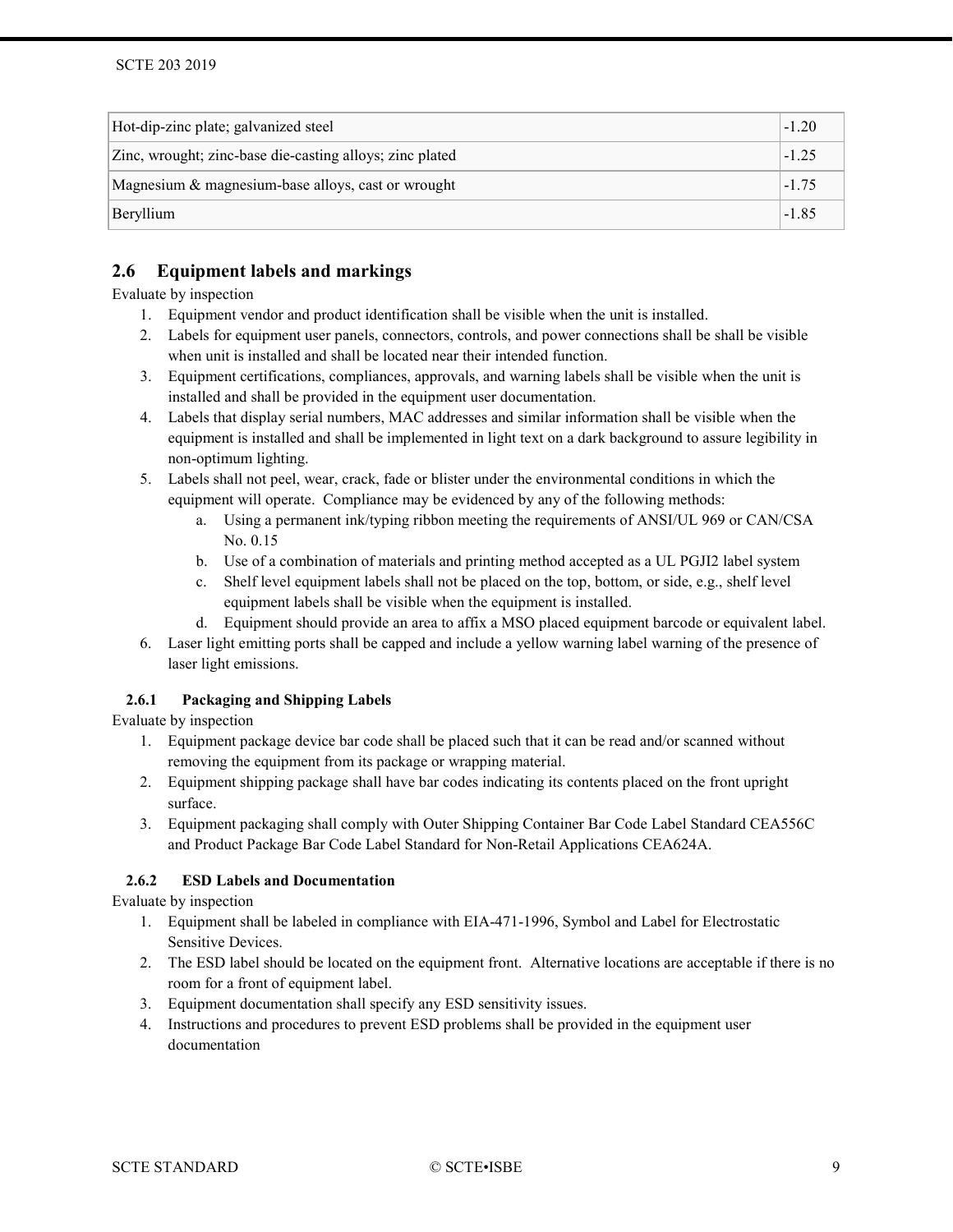| | |
|---|---|
| Hot-dip-zinc plate; galvanized steel | -1.20 |
| Zinc, wrought; zinc-base die-casting alloys; zinc plated | -1.25 |
| Magnesium & magnesium-base alloys, cast or wrought | -1.75 |
| Beryllium | -1.85 |

## 2.6 Equipment labels and markings

Evaluate by inspection

1. Equipment vendor and product identification shall be visible when the unit is installed.
2. Labels for equipment user panels, connectors, controls, and power connections shall be shall be visible when unit is installed and shall be located near their intended function.
3. Equipment certifications, compliances, approvals, and warning labels shall be visible when the unit is installed and shall be provided in the equipment user documentation.
4. Labels that display serial numbers, MAC addresses and similar information shall be visible when the equipment is installed and shall be implemented in light text on a dark background to assure legibility in non-optimum lighting.
5. Labels shall not peel, wear, crack, fade or blister under the environmental conditions in which the equipment will operate. Compliance may be evidenced by any of the following methods:
   a. Using a permanent ink/typing ribbon meeting the requirements of ANSI/UL 969 or CAN/CSA No. 0.15
   b. Use of a combination of materials and printing method accepted as a UL PGJI2 label system
   c. Shelf level equipment labels shall not be placed on the top, bottom, or side, e.g., shelf level equipment labels shall be visible when the equipment is installed.
   d. Equipment should provide an area to affix a MSO placed equipment barcode or equivalent label.
6. Laser light emitting ports shall be capped and include a yellow warning label warning of the presence of laser light emissions.

### 2.6.1 Packaging and Shipping Labels

Evaluate by inspection

1. Equipment package device bar code shall be placed such that it can be read and/or scanned without removing the equipment from its package or wrapping material.
2. Equipment shipping package shall have bar codes indicating its contents placed on the front upright surface.
3. Equipment packaging shall comply with Outer Shipping Container Bar Code Label Standard CEA556C and Product Package Bar Code Label Standard for Non-Retail Applications CEA624A.

### 2.6.2 ESD Labels and Documentation

Evaluate by inspection

1. Equipment shall be labeled in compliance with EIA-471-1996, Symbol and Label for Electrostatic Sensitive Devices.
2. The ESD label should be located on the equipment front. Alternative locations are acceptable if there is no room for a front of equipment label.
3. Equipment documentation shall specify any ESD sensitivity issues.
4. Instructions and procedures to prevent ESD problems shall be provided in the equipment user documentation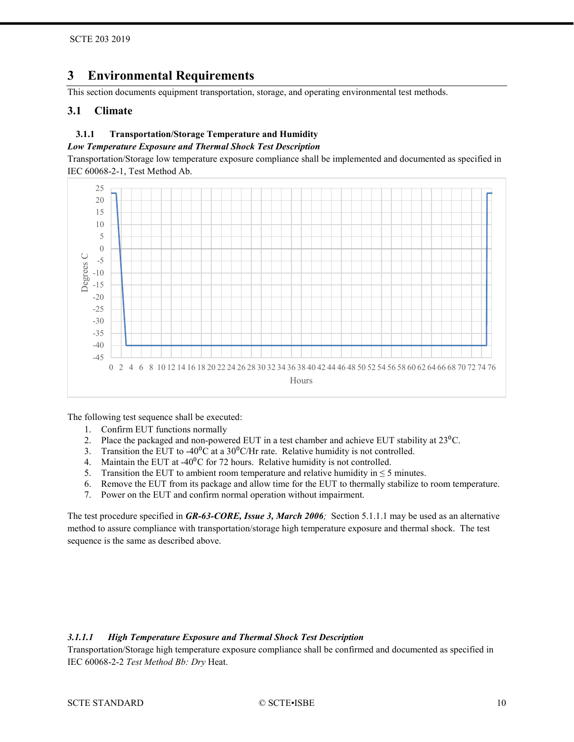# 3 Environmental Requirements

This section documents equipment transportation, storage, and operating environmental test methods.

## 3.1 Climate

### 3.1.1 Transportation/Storage Temperature and Humidity

***Low Temperature Exposure and Thermal Shock Test Description***

Transportation/Storage low temperature exposure compliance shall be implemented and documented as specified in IEC 60068-2-1, Test Method Ab.

Degrees C

25
20
15
10
5
0
-5
-10
-15
-20
-25
-30
-35
-40
-45

0 2 4 6 8 10 12 14 16 18 20 22 24 26 28 30 32 34 36 38 40 42 44 46 48 50 52 54 56 58 60 62 64 66 68 70 72 74 76

Hours

The following test sequence shall be executed:

1. Confirm EUT functions normally
2. Place the packaged and non-powered EUT in a test chamber and achieve EUT stability at 23$^0$C.
3. Transition the EUT to -40$^0$C at a 30$^0$C/Hr rate. Relative humidity is not controlled.
4. Maintain the EUT at -40$^0$C for 72 hours. Relative humidity is not controlled.
5. Transition the EUT to ambient room temperature and relative humidity in ≤ 5 minutes.
6. Remove the EUT from its package and allow time for the EUT to thermally stabilize to room temperature.
7. Power on the EUT and confirm normal operation without impairment.

The test procedure specified in ***GR-63-CORE, Issue 3, March 2006****;* Section 5.1.1.1 may be used as an alternative method to assure compliance with transportation/storage high temperature exposure and thermal shock. The test sequence is the same as described above.

#### *3.1.1.1 High Temperature Exposure and Thermal Shock Test Description*

Transportation/Storage high temperature exposure compliance shall be confirmed and documented as specified in IEC 60068-2-2 *Test Method Bb: Dry* Heat.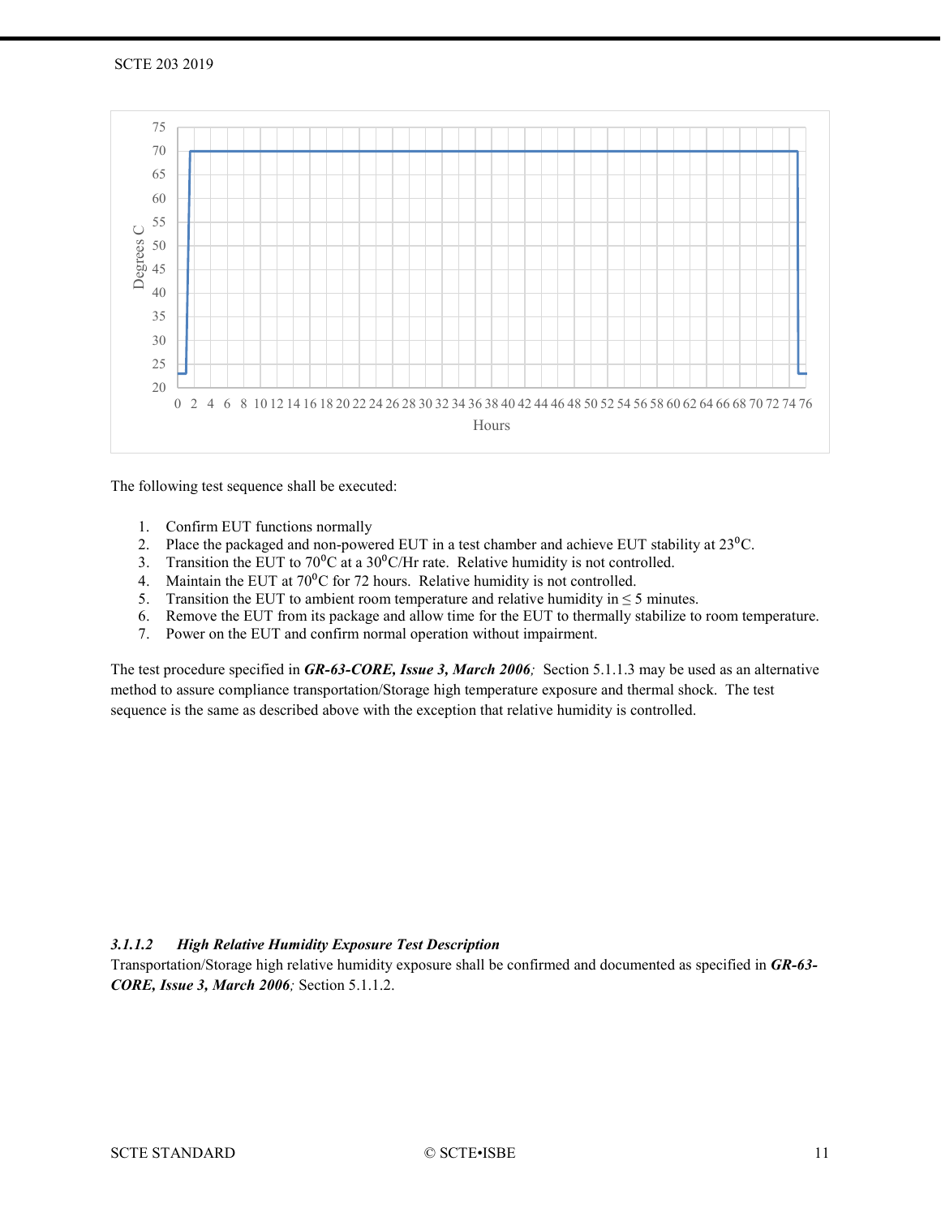The following test sequence shall be executed:

1. Confirm EUT functions normally
2. Place the packaged and non-powered EUT in a test chamber and achieve EUT stability at $23^0$C.
3. Transition the EUT to $70^0$C at a $30^0$C/Hr rate. Relative humidity is not controlled.
4. Maintain the EUT at $70^0$C for 72 hours. Relative humidity is not controlled.
5. Transition the EUT to ambient room temperature and relative humidity in ≤ 5 minutes.
6. Remove the EUT from its package and allow time for the EUT to thermally stabilize to room temperature.
7. Power on the EUT and confirm normal operation without impairment.

The test procedure specified in ***GR-63-CORE, Issue 3, March 2006****;* Section 5.1.1.3 may be used as an alternative method to assure compliance transportation/Storage high temperature exposure and thermal shock. The test sequence is the same as described above with the exception that relative humidity is controlled.

#### *3.1.1.2 High Relative Humidity Exposure Test Description*

Transportation/Storage high relative humidity exposure shall be confirmed and documented as specified in ***GR-63-CORE, Issue 3, March 2006****;* Section 5.1.1.2.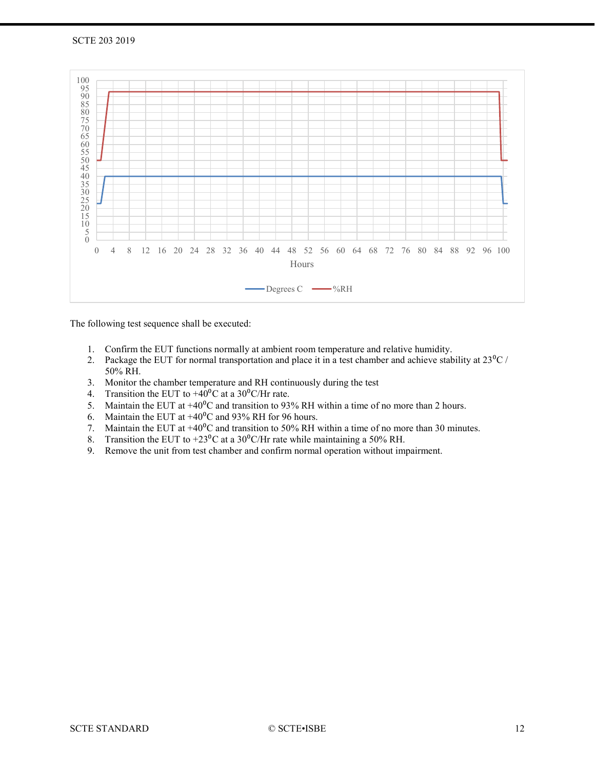100
95
90
85
80
75
70
65
60
55
50
45
40
35
30
25
20
15
10
5
0

0 4 8 12 16 20 24 28 32 36 40 44 48 52 56 60 64 68 72 76 80 84 88 92 96 100

Hours

Degrees C %RH

The following test sequence shall be executed:

1. Confirm the EUT functions normally at ambient room temperature and relative humidity.
2. Package the EUT for normal transportation and place it in a test chamber and achieve stability at 23⁰C / 50% RH.
3. Monitor the chamber temperature and RH continuously during the test
4. Transition the EUT to +40⁰C at a 30⁰C/Hr rate.
5. Maintain the EUT at +40⁰C and transition to 93% RH within a time of no more than 2 hours.
6. Maintain the EUT at +40⁰C and 93% RH for 96 hours.
7. Maintain the EUT at +40⁰C and transition to 50% RH within a time of no more than 30 minutes.
8. Transition the EUT to +23⁰C at a 30⁰C/Hr rate while maintaining a 50% RH.
9. Remove the unit from test chamber and confirm normal operation without impairment.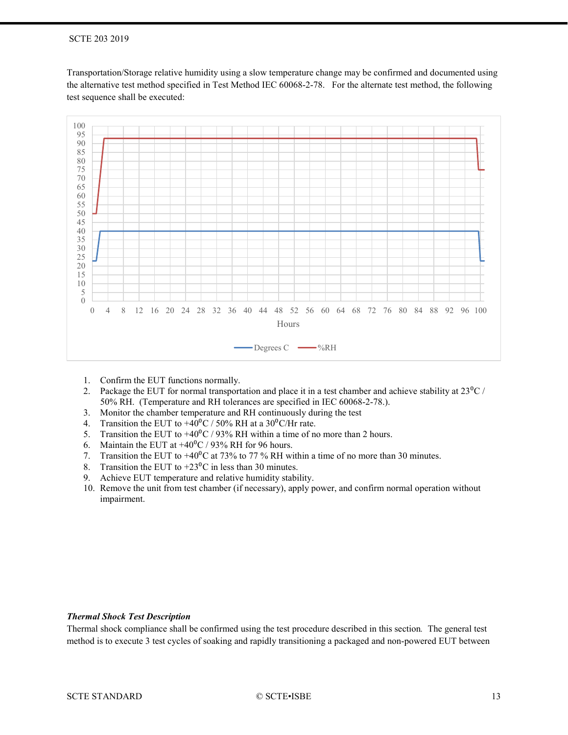Transportation/Storage relative humidity using a slow temperature change may be confirmed and documented using the alternative test method specified in Test Method IEC 60068-2-78. For the alternate test method, the following test sequence shall be executed:

100
95
90
85
80
75
70
65
60
55
50
45
40
35
30
25
20
15
10
5
0

0 4 8 12 16 20 24 28 32 36 40 44 48 52 56 60 64 68 72 76 80 84 88 92 96 100

Hours

Degrees C %RH

1. Confirm the EUT functions normally.
2. Package the EUT for normal transportation and place it in a test chamber and achieve stability at 23$^0$C / 50% RH. (Temperature and RH tolerances are specified in IEC 60068-2-78.).
3. Monitor the chamber temperature and RH continuously during the test
4. Transition the EUT to +40$^0$C / 50% RH at a 30$^0$C/Hr rate.
5. Transition the EUT to +40$^0$C / 93% RH within a time of no more than 2 hours.
6. Maintain the EUT at +40$^0$C / 93% RH for 96 hours.
7. Transition the EUT to +40$^0$C at 73% to 77 % RH within a time of no more than 30 minutes.
8. Transition the EUT to +23$^0$C in less than 30 minutes.
9. Achieve EUT temperature and relative humidity stability.
10. Remove the unit from test chamber (if necessary), apply power, and confirm normal operation without impairment.

***Thermal Shock Test Description***

Thermal shock compliance shall be confirmed using the test procedure described in this section. The general test method is to execute 3 test cycles of soaking and rapidly transitioning a packaged and non-powered EUT between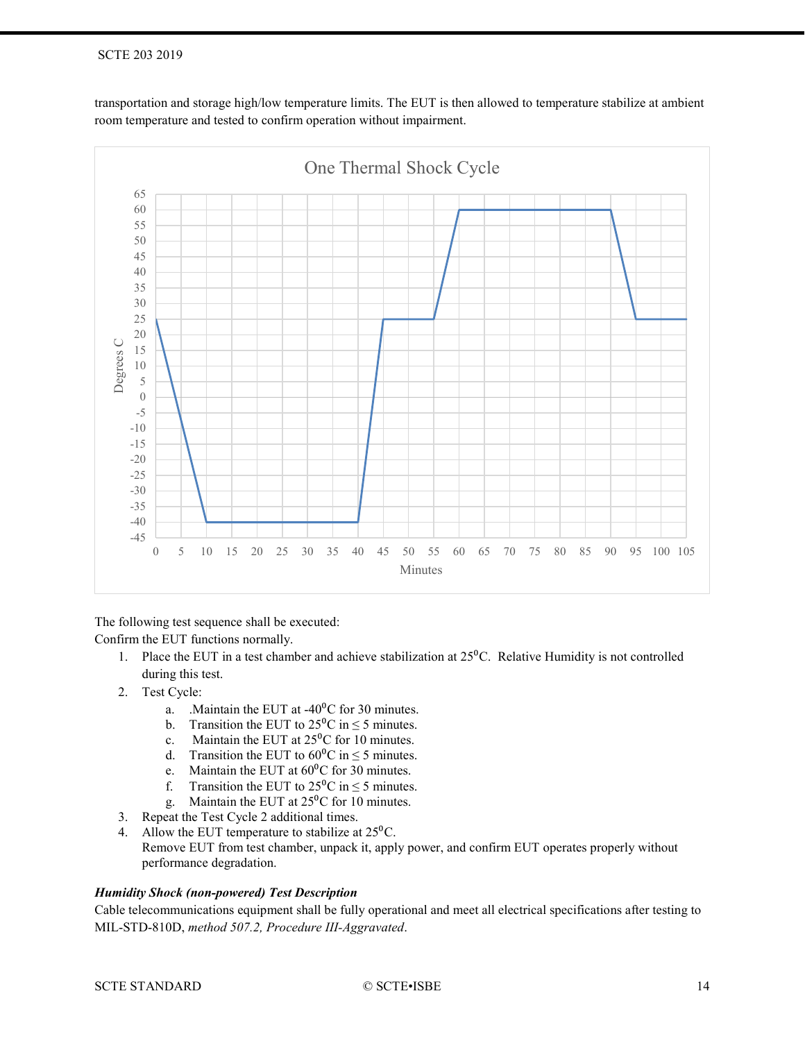transportation and storage high/low temperature limits. The EUT is then allowed to temperature stabilize at ambient room temperature and tested to confirm operation without impairment.

One Thermal Shock Cycle

Degrees C

65
60
55
50
45
40
35
30
25
20
15
10
5
0
-5
-10
-15
-20
-25
-30
-35
-40
-45

0 5 10 15 20 25 30 35 40 45 50 55 60 65 70 75 80 85 90 95 100 105

Minutes

The following test sequence shall be executed:
Confirm the EUT functions normally.

1. Place the EUT in a test chamber and achieve stabilization at 25°C. Relative Humidity is not controlled during this test.
2. Test Cycle:
   a. .Maintain the EUT at -40°C for 30 minutes.
   b. Transition the EUT to 25°C in ≤ 5 minutes.
   c. Maintain the EUT at 25°C for 10 minutes.
   d. Transition the EUT to 60°C in ≤ 5 minutes.
   e. Maintain the EUT at 60°C for 30 minutes.
   f. Transition the EUT to 25°C in ≤ 5 minutes.
   g. Maintain the EUT at 25°C for 10 minutes.
3. Repeat the Test Cycle 2 additional times.
4. Allow the EUT temperature to stabilize at 25°C.
   Remove EUT from test chamber, unpack it, apply power, and confirm EUT operates properly without performance degradation.

***Humidity Shock (non-powered) Test Description***

Cable telecommunications equipment shall be fully operational and meet all electrical specifications after testing to MIL-STD-810D, *method 507.2, Procedure III-Aggravated*.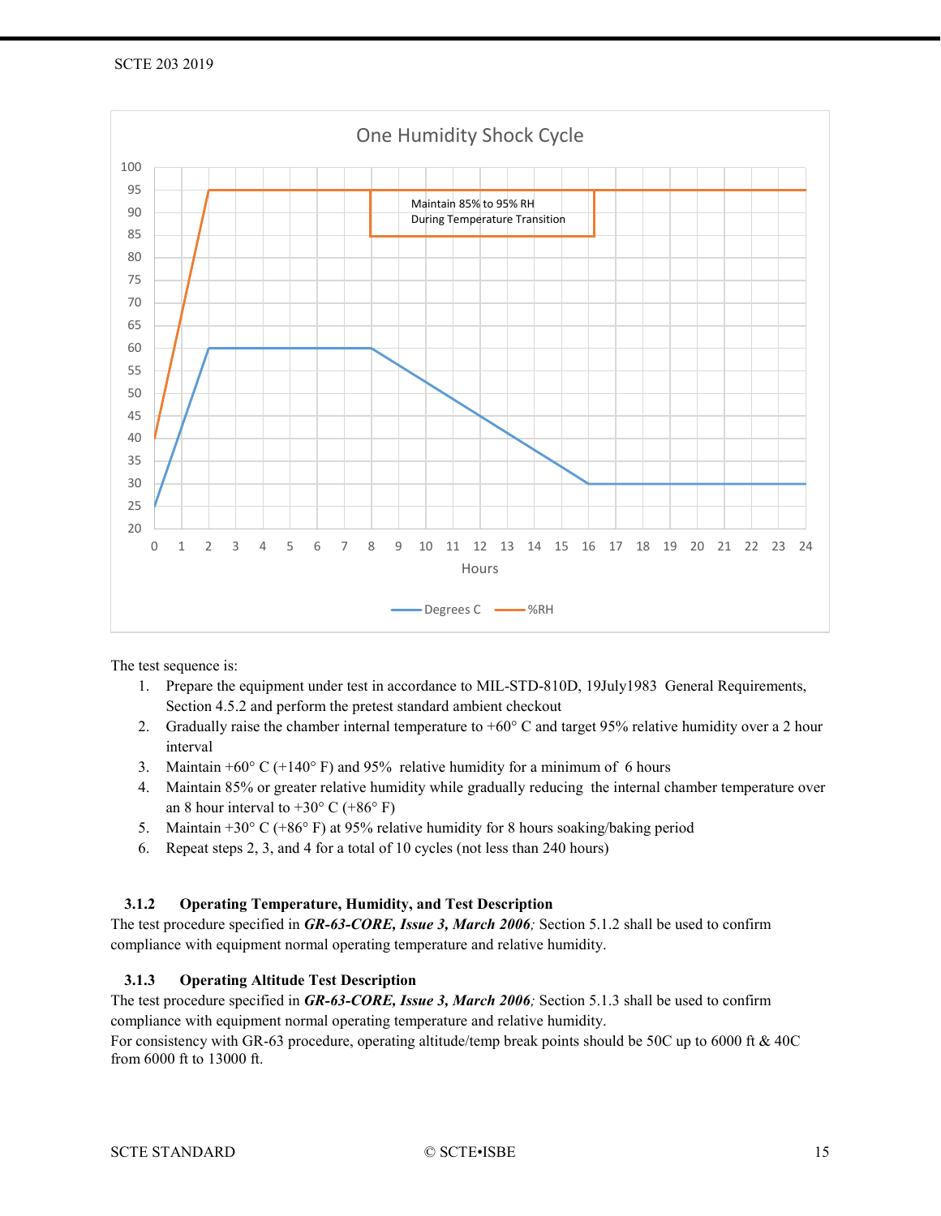One Humidity Shock Cycle

100
95
90
85
80
75
70
65
60
55
50
45
40
35
30
25
20

0 1 2 3 4 5 6 7 8 9 10 11 12 13 14 15 16 17 18 19 20 21 22 23 24

Hours

Maintain 85% to 95% RH
During Temperature Transition

Degrees C
%RH

The test sequence is:

1. Prepare the equipment under test in accordance to MIL-STD-810D, 19July1983 General Requirements, Section 4.5.2 and perform the pretest standard ambient checkout
2. Gradually raise the chamber internal temperature to +60° C and target 95% relative humidity over a 2 hour interval
3. Maintain +60° C (+140° F) and 95% relative humidity for a minimum of 6 hours
4. Maintain 85% or greater relative humidity while gradually reducing the internal chamber temperature over an 8 hour interval to +30° C (+86° F)
5. Maintain +30° C (+86° F) at 95% relative humidity for 8 hours soaking/baking period
6. Repeat steps 2, 3, and 4 for a total of 10 cycles (not less than 240 hours)

### 3.1.2 Operating Temperature, Humidity, and Test Description

The test procedure specified in ***GR-63-CORE, Issue 3, March 2006****;* Section 5.1.2 shall be used to confirm compliance with equipment normal operating temperature and relative humidity.

### 3.1.3 Operating Altitude Test Description

The test procedure specified in ***GR-63-CORE, Issue 3, March 2006****;* Section 5.1.3 shall be used to confirm compliance with equipment normal operating temperature and relative humidity.
For consistency with GR-63 procedure, operating altitude/temp break points should be 50C up to 6000 ft & 40C from 6000 ft to 13000 ft.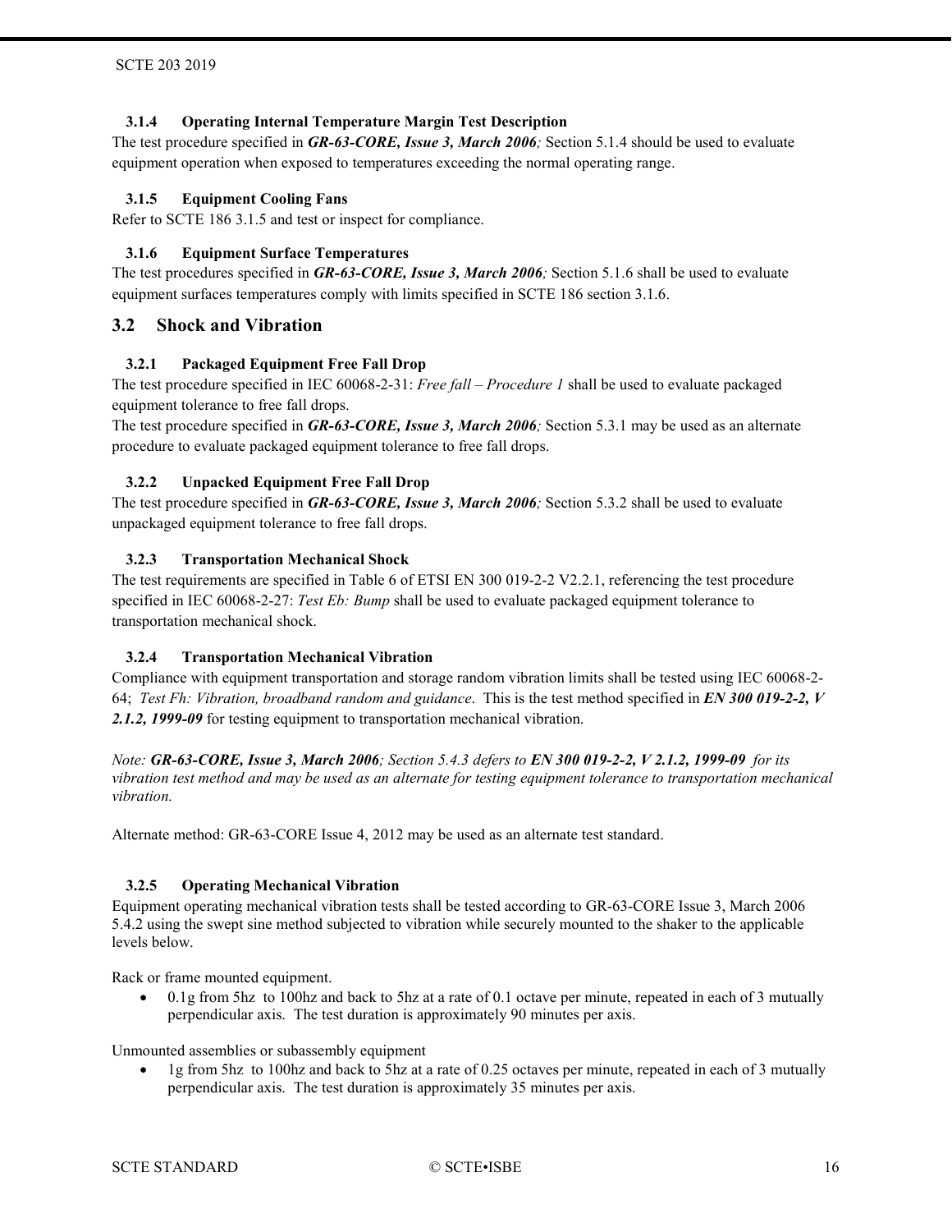### 3.1.4 Operating Internal Temperature Margin Test Description

The test procedure specified in ***GR-63-CORE, Issue 3, March 2006****;* Section 5.1.4 should be used to evaluate equipment operation when exposed to temperatures exceeding the normal operating range.

### 3.1.5 Equipment Cooling Fans

Refer to SCTE 186 3.1.5 and test or inspect for compliance.

### 3.1.6 Equipment Surface Temperatures

The test procedures specified in ***GR-63-CORE, Issue 3, March 2006****;* Section 5.1.6 shall be used to evaluate equipment surfaces temperatures comply with limits specified in SCTE 186 section 3.1.6.

## 3.2 Shock and Vibration

### 3.2.1 Packaged Equipment Free Fall Drop

The test procedure specified in IEC 60068-2-31: *Free fall – Procedure 1* shall be used to evaluate packaged equipment tolerance to free fall drops.
The test procedure specified in ***GR-63-CORE, Issue 3, March 2006****;* Section 5.3.1 may be used as an alternate procedure to evaluate packaged equipment tolerance to free fall drops.

### 3.2.2 Unpacked Equipment Free Fall Drop

The test procedure specified in ***GR-63-CORE, Issue 3, March 2006****;* Section 5.3.2 shall be used to evaluate unpackaged equipment tolerance to free fall drops.

### 3.2.3 Transportation Mechanical Shock

The test requirements are specified in Table 6 of ETSI EN 300 019-2-2 V2.2.1, referencing the test procedure specified in IEC 60068-2-27: *Test Eb: Bump* shall be used to evaluate packaged equipment tolerance to transportation mechanical shock.

### 3.2.4 Transportation Mechanical Vibration

Compliance with equipment transportation and storage random vibration limits shall be tested using IEC 60068-2-64; *Test Fh: Vibration, broadband random and guidance*. This is the test method specified in ***EN 300 019-2-2, V 2.1.2, 1999-09*** for testing equipment to transportation mechanical vibration.

*Note:* ***GR-63-CORE, Issue 3, March 2006****; Section 5.4.3 defers to* ***EN 300 019-2-2, V 2.1.2, 1999-09*** *for its vibration test method and may be used as an alternate for testing equipment tolerance to transportation mechanical vibration.*

Alternate method: GR-63-CORE Issue 4, 2012 may be used as an alternate test standard.

### 3.2.5 Operating Mechanical Vibration

Equipment operating mechanical vibration tests shall be tested according to GR-63-CORE Issue 3, March 2006 5.4.2 using the swept sine method subjected to vibration while securely mounted to the shaker to the applicable levels below.

Rack or frame mounted equipment.

- 0.1g from 5hz to 100hz and back to 5hz at a rate of 0.1 octave per minute, repeated in each of 3 mutually perpendicular axis. The test duration is approximately 90 minutes per axis.

Unmounted assemblies or subassembly equipment

- 1g from 5hz to 100hz and back to 5hz at a rate of 0.25 octaves per minute, repeated in each of 3 mutually perpendicular axis. The test duration is approximately 35 minutes per axis.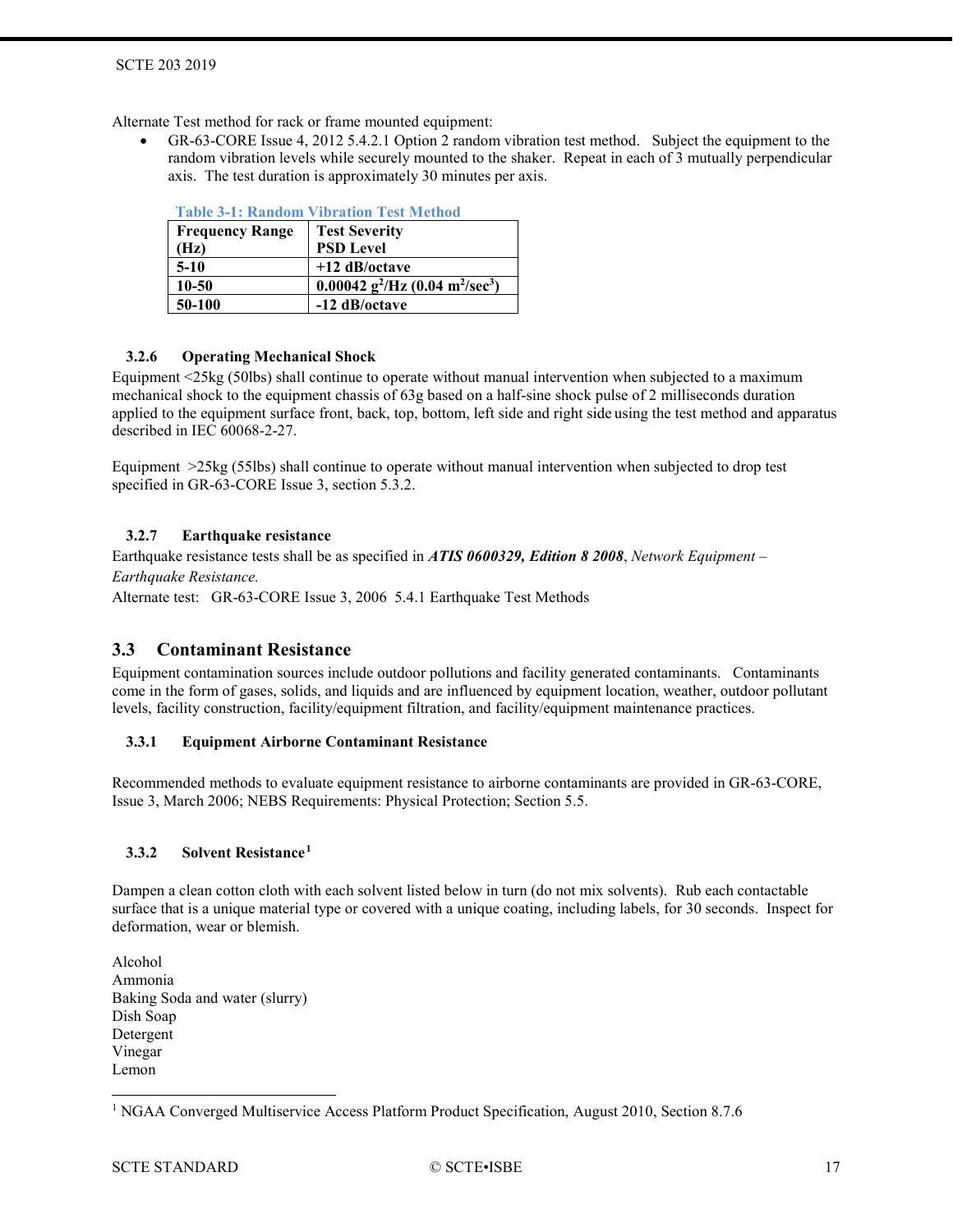Alternate Test method for rack or frame mounted equipment:

- GR-63-CORE Issue 4, 2012 5.4.2.1 Option 2 random vibration test method. Subject the equipment to the random vibration levels while securely mounted to the shaker. Repeat in each of 3 mutually perpendicular axis. The test duration is approximately 30 minutes per axis.

**Table 3-1: Random Vibration Test Method**

| Frequency Range (Hz) | Test Severity PSD Level |
|---|---|
| **5-10** | **+12 dB/octave** |
| **10-50** | **0.00042 $g^2$/Hz (0.04 $m^2/sec^3$)** |
| **50-100** | **-12 dB/octave** |

### 3.2.6 Operating Mechanical Shock

Equipment <25kg (50lbs) shall continue to operate without manual intervention when subjected to a maximum mechanical shock to the equipment chassis of 63g based on a half-sine shock pulse of 2 milliseconds duration applied to the equipment surface front, back, top, bottom, left side and right side using the test method and apparatus described in IEC 60068-2-27.

Equipment >25kg (55lbs) shall continue to operate without manual intervention when subjected to drop test specified in GR-63-CORE Issue 3, section 5.3.2.

### 3.2.7 Earthquake resistance

Earthquake resistance tests shall be as specified in ***ATIS 0600329, Edition 8 2008***, *Network Equipment – Earthquake Resistance.*

Alternate test: GR-63-CORE Issue 3, 2006 5.4.1 Earthquake Test Methods

## 3.3 Contaminant Resistance

Equipment contamination sources include outdoor pollutions and facility generated contaminants. Contaminants come in the form of gases, solids, and liquids and are influenced by equipment location, weather, outdoor pollutant levels, facility construction, facility/equipment filtration, and facility/equipment maintenance practices.

### 3.3.1 Equipment Airborne Contaminant Resistance

Recommended methods to evaluate equipment resistance to airborne contaminants are provided in GR-63-CORE, Issue 3, March 2006; NEBS Requirements: Physical Protection; Section 5.5.

### 3.3.2 Solvent Resistance[1]

Dampen a clean cotton cloth with each solvent listed below in turn (do not mix solvents). Rub each contactable surface that is a unique material type or covered with a unique coating, including labels, for 30 seconds. Inspect for deformation, wear or blemish.

Alcohol
Ammonia
Baking Soda and water (slurry)
Dish Soap
Detergent
Vinegar
Lemon

[1] NGAA Converged Multiservice Access Platform Product Specification, August 2010, Section 8.7.6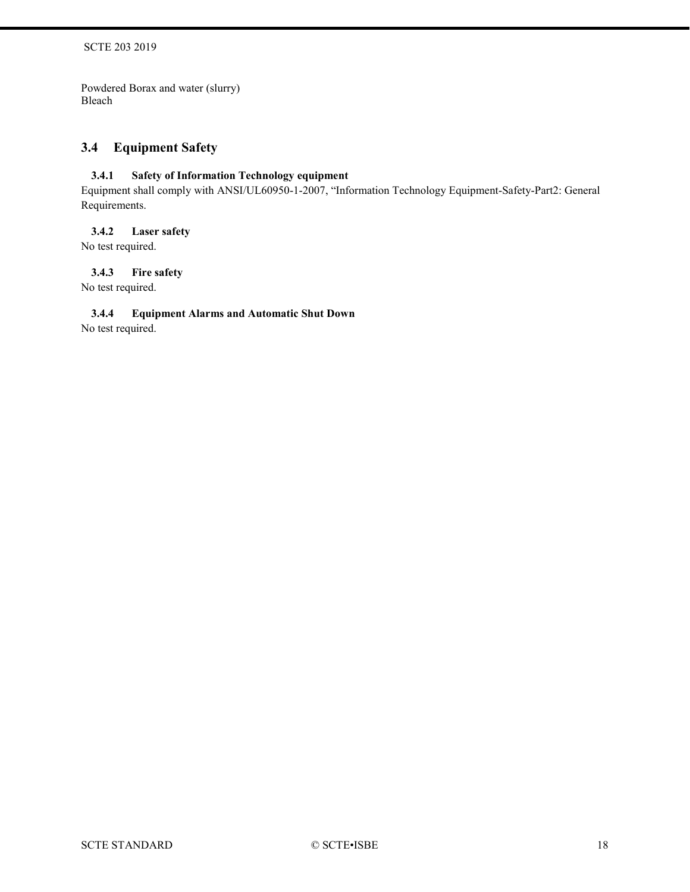Powdered Borax and water (slurry)
Bleach

## 3.4 Equipment Safety

### 3.4.1 Safety of Information Technology equipment

Equipment shall comply with ANSI/UL60950-1-2007, "Information Technology Equipment-Safety-Part2: General Requirements.

### 3.4.2 Laser safety

No test required.

### 3.4.3 Fire safety

No test required.

### 3.4.4 Equipment Alarms and Automatic Shut Down

No test required.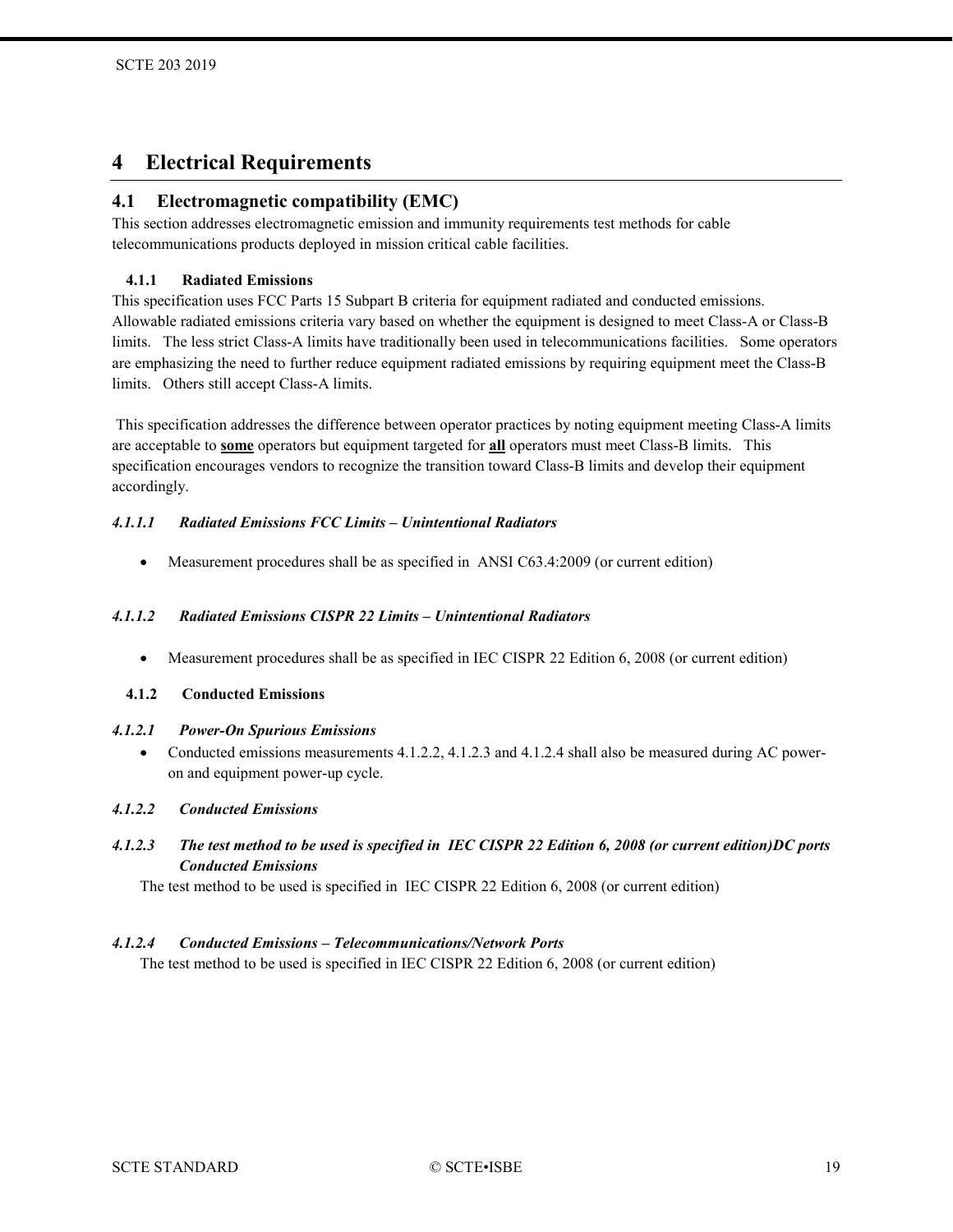# 4 Electrical Requirements

## 4.1 Electromagnetic compatibility (EMC)

This section addresses electromagnetic emission and immunity requirements test methods for cable telecommunications products deployed in mission critical cable facilities.

### 4.1.1 Radiated Emissions

This specification uses FCC Parts 15 Subpart B criteria for equipment radiated and conducted emissions. Allowable radiated emissions criteria vary based on whether the equipment is designed to meet Class-A or Class-B limits. The less strict Class-A limits have traditionally been used in telecommunications facilities. Some operators are emphasizing the need to further reduce equipment radiated emissions by requiring equipment meet the Class-B limits. Others still accept Class-A limits.

This specification addresses the difference between operator practices by noting equipment meeting Class-A limits are acceptable to **some** operators but equipment targeted for **all** operators must meet Class-B limits. This specification encourages vendors to recognize the transition toward Class-B limits and develop their equipment accordingly.

#### *4.1.1.1 Radiated Emissions FCC Limits – Unintentional Radiators*

- Measurement procedures shall be as specified in ANSI C63.4:2009 (or current edition)

#### *4.1.1.2 Radiated Emissions CISPR 22 Limits – Unintentional Radiators*

- Measurement procedures shall be as specified in IEC CISPR 22 Edition 6, 2008 (or current edition)

### 4.1.2 Conducted Emissions

#### *4.1.2.1 Power-On Spurious Emissions*

- Conducted emissions measurements 4.1.2.2, 4.1.2.3 and 4.1.2.4 shall also be measured during AC power-on and equipment power-up cycle.

#### *4.1.2.2 Conducted Emissions*

#### *4.1.2.3 The test method to be used is specified in IEC CISPR 22 Edition 6, 2008 (or current edition)DC ports Conducted Emissions*

The test method to be used is specified in IEC CISPR 22 Edition 6, 2008 (or current edition)

#### *4.1.2.4 Conducted Emissions – Telecommunications/Network Ports*

The test method to be used is specified in IEC CISPR 22 Edition 6, 2008 (or current edition)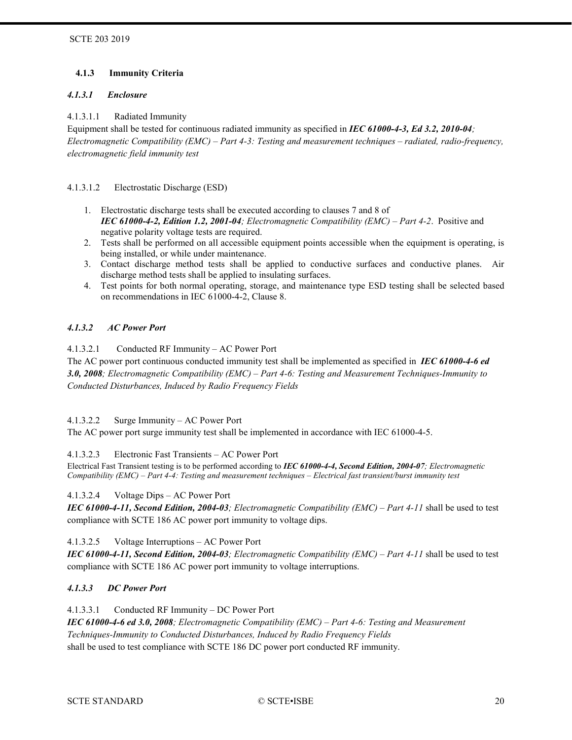### 4.1.3 Immunity Criteria

#### *4.1.3.1 Enclosure*

4.1.3.1.1 Radiated Immunity

Equipment shall be tested for continuous radiated immunity as specified in ***IEC 61000-4-3, Ed 3.2, 2010-04****; Electromagnetic Compatibility (EMC) – Part 4-3: Testing and measurement techniques – radiated, radio-frequency, electromagnetic field immunity test*

4.1.3.1.2 Electrostatic Discharge (ESD)

1. Electrostatic discharge tests shall be executed according to clauses 7 and 8 of ***IEC 61000-4-2, Edition 1.2, 2001-04****; Electromagnetic Compatibility (EMC) – Part 4-2*. Positive and negative polarity voltage tests are required.
2. Tests shall be performed on all accessible equipment points accessible when the equipment is operating, is being installed, or while under maintenance.
3. Contact discharge method tests shall be applied to conductive surfaces and conductive planes. Air discharge method tests shall be applied to insulating surfaces.
4. Test points for both normal operating, storage, and maintenance type ESD testing shall be selected based on recommendations in IEC 61000-4-2, Clause 8.

#### *4.1.3.2 AC Power Port*

4.1.3.2.1 Conducted RF Immunity – AC Power Port

The AC power port continuous conducted immunity test shall be implemented as specified in ***IEC 61000-4-6 ed 3.0, 2008****; Electromagnetic Compatibility (EMC) – Part 4-6: Testing and Measurement Techniques-Immunity to Conducted Disturbances, Induced by Radio Frequency Fields*

4.1.3.2.2 Surge Immunity – AC Power Port

The AC power port surge immunity test shall be implemented in accordance with IEC 61000-4-5.

4.1.3.2.3 Electronic Fast Transients – AC Power Port

Electrical Fast Transient testing is to be performed according to ***IEC 61000-4-4, Second Edition, 2004-07****; Electromagnetic Compatibility (EMC) – Part 4-4: Testing and measurement techniques – Electrical fast transient/burst immunity test*

4.1.3.2.4 Voltage Dips – AC Power Port

***IEC 61000-4-11, Second Edition, 2004-03****; Electromagnetic Compatibility (EMC) – Part 4-11* shall be used to test compliance with SCTE 186 AC power port immunity to voltage dips.

4.1.3.2.5 Voltage Interruptions – AC Power Port

***IEC 61000-4-11, Second Edition, 2004-03****; Electromagnetic Compatibility (EMC) – Part 4-11* shall be used to test compliance with SCTE 186 AC power port immunity to voltage interruptions.

#### *4.1.3.3 DC Power Port*

4.1.3.3.1 Conducted RF Immunity – DC Power Port

***IEC 61000-4-6 ed 3.0, 2008****; Electromagnetic Compatibility (EMC) – Part 4-6: Testing and Measurement Techniques-Immunity to Conducted Disturbances, Induced by Radio Frequency Fields*
shall be used to test compliance with SCTE 186 DC power port conducted RF immunity.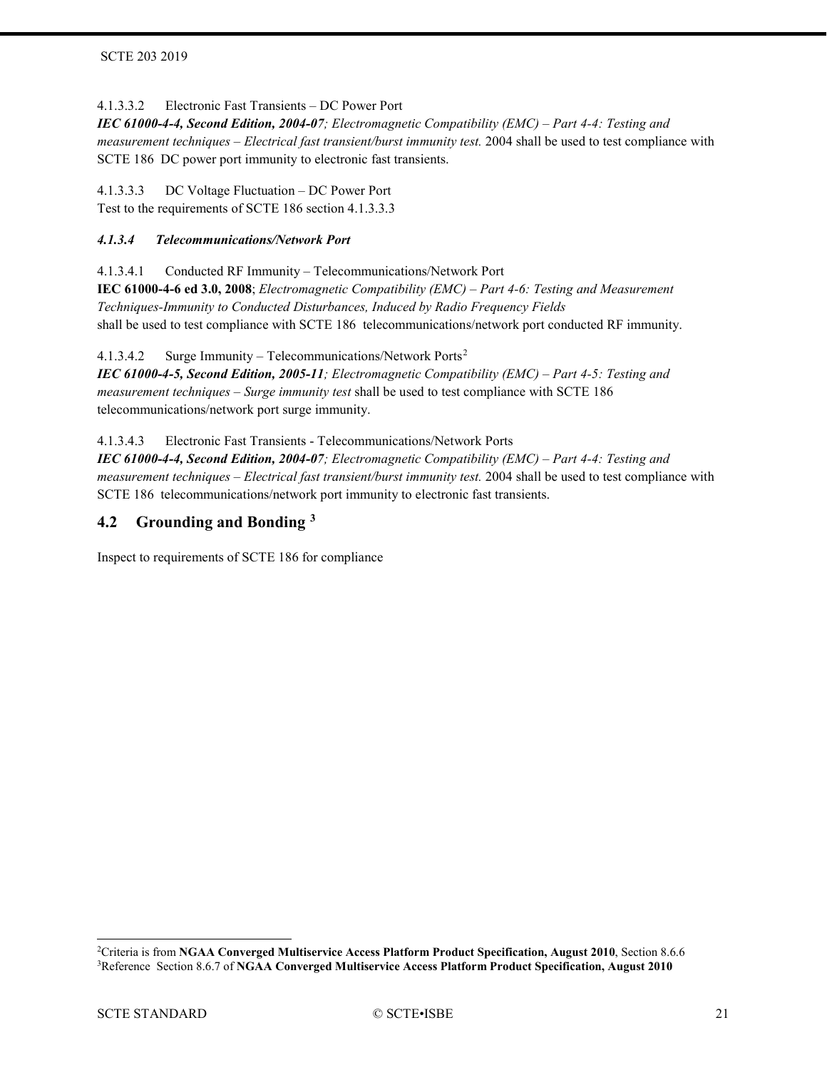4.1.3.3.2 Electronic Fast Transients – DC Power Port

***IEC 61000-4-4, Second Edition, 2004-07****; Electromagnetic Compatibility (EMC) – Part 4-4: Testing and measurement techniques – Electrical fast transient/burst immunity test.* 2004 shall be used to test compliance with SCTE 186 DC power port immunity to electronic fast transients.

4.1.3.3.3 DC Voltage Fluctuation – DC Power Port

Test to the requirements of SCTE 186 section 4.1.3.3.3

#### *4.1.3.4 Telecommunications/Network Port*

4.1.3.4.1 Conducted RF Immunity – Telecommunications/Network Port

**IEC 61000-4-6 ed 3.0, 2008**; *Electromagnetic Compatibility (EMC) – Part 4-6: Testing and Measurement Techniques-Immunity to Conducted Disturbances, Induced by Radio Frequency Fields* shall be used to test compliance with SCTE 186 telecommunications/network port conducted RF immunity.

4.1.3.4.2 Surge Immunity – Telecommunications/Network Ports[2]

***IEC 61000-4-5, Second Edition, 2005-11****; Electromagnetic Compatibility (EMC) – Part 4-5: Testing and measurement techniques – Surge immunity test* shall be used to test compliance with SCTE 186 telecommunications/network port surge immunity.

4.1.3.4.3 Electronic Fast Transients - Telecommunications/Network Ports

***IEC 61000-4-4, Second Edition, 2004-07****; Electromagnetic Compatibility (EMC) – Part 4-4: Testing and measurement techniques – Electrical fast transient/burst immunity test.* 2004 shall be used to test compliance with SCTE 186 telecommunications/network port immunity to electronic fast transients.

## 4.2 Grounding and Bonding [3]

Inspect to requirements of SCTE 186 for compliance

---

[2]Criteria is from **NGAA Converged Multiservice Access Platform Product Specification, August 2010**, Section 8.6.6

[3]Reference Section 8.6.7 of **NGAA Converged Multiservice Access Platform Product Specification, August 2010**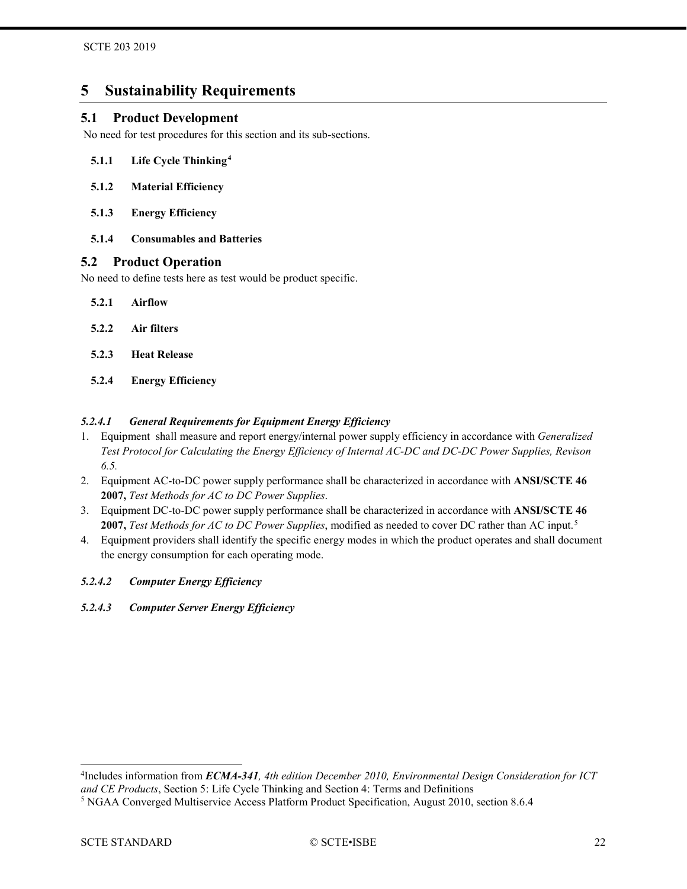# 5 Sustainability Requirements

## 5.1 Product Development

No need for test procedures for this section and its sub-sections.

### 5.1.1 Life Cycle Thinking[4]

### 5.1.2 Material Efficiency

### 5.1.3 Energy Efficiency

### 5.1.4 Consumables and Batteries

## 5.2 Product Operation

No need to define tests here as test would be product specific.

### 5.2.1 Airflow

### 5.2.2 Air filters

### 5.2.3 Heat Release

### 5.2.4 Energy Efficiency

#### *5.2.4.1 General Requirements for Equipment Energy Efficiency*

1. Equipment shall measure and report energy/internal power supply efficiency in accordance with *Generalized Test Protocol for Calculating the Energy Efficiency of Internal AC-DC and DC-DC Power Supplies, Revison 6.5.*
2. Equipment AC-to-DC power supply performance shall be characterized in accordance with **ANSI/SCTE 46 2007,** *Test Methods for AC to DC Power Supplies*.
3. Equipment DC-to-DC power supply performance shall be characterized in accordance with **ANSI/SCTE 46 2007,** *Test Methods for AC to DC Power Supplies*, modified as needed to cover DC rather than AC input.[5]
4. Equipment providers shall identify the specific energy modes in which the product operates and shall document the energy consumption for each operating mode.

#### *5.2.4.2 Computer Energy Efficiency*

#### *5.2.4.3 Computer Server Energy Efficiency*

---

[4] Includes information from ***ECMA-341****, 4th edition December 2010, Environmental Design Consideration for ICT and CE Products*, Section 5: Life Cycle Thinking and Section 4: Terms and Definitions

[5] NGAA Converged Multiservice Access Platform Product Specification, August 2010, section 8.6.4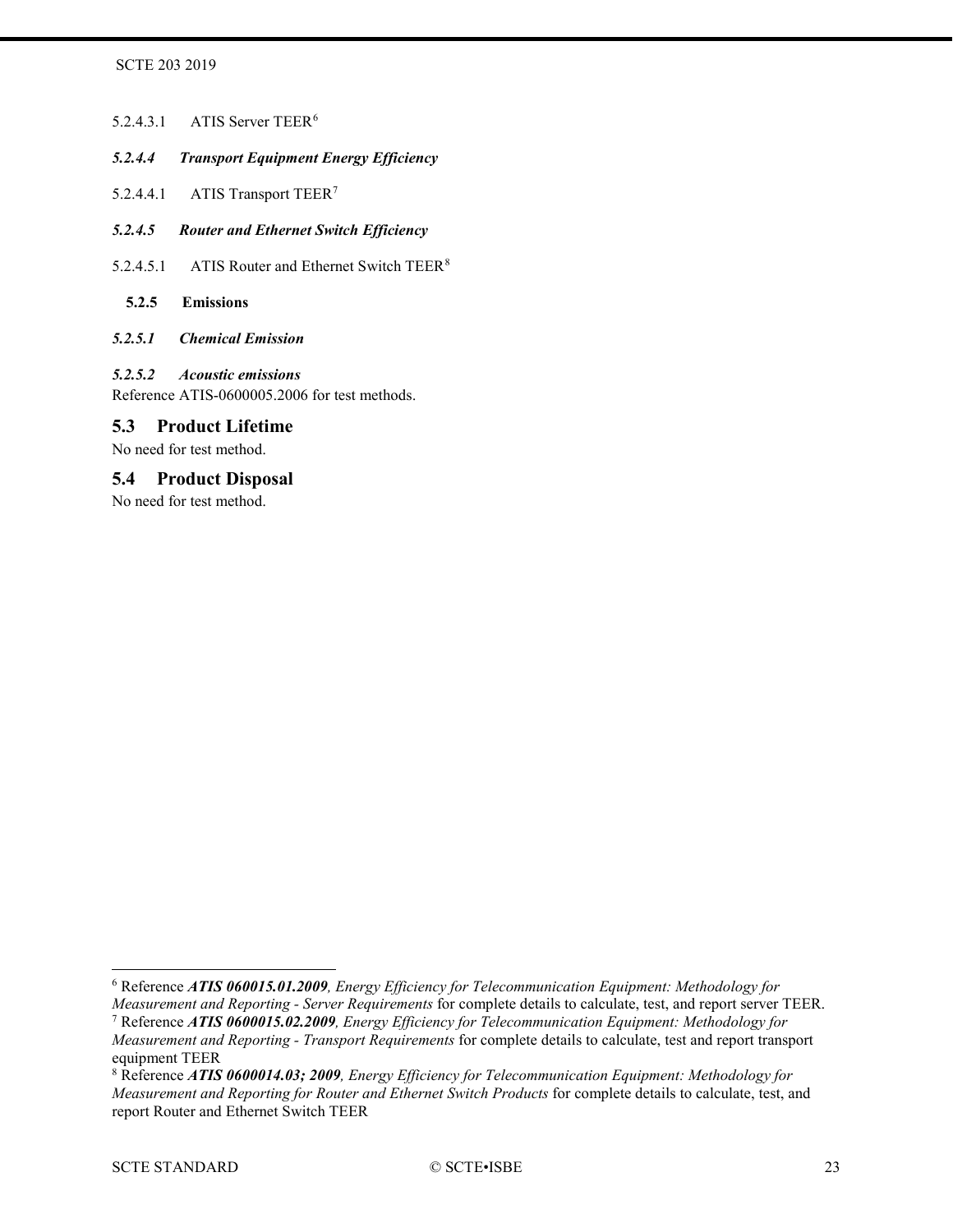5.2.4.3.1 ATIS Server TEER[6]

#### *5.2.4.4 Transport Equipment Energy Efficiency*

5.2.4.4.1 ATIS Transport TEER[7]

#### *5.2.4.5 Router and Ethernet Switch Efficiency*

5.2.4.5.1 ATIS Router and Ethernet Switch TEER[8]

### 5.2.5 Emissions

#### *5.2.5.1 Chemical Emission*

#### *5.2.5.2 Acoustic emissions*

Reference ATIS-0600005.2006 for test methods.

## 5.3 Product Lifetime

No need for test method.

## 5.4 Product Disposal

No need for test method.

---

[6] Reference ***ATIS 060015.01.2009****, Energy Efficiency for Telecommunication Equipment: Methodology for Measurement and Reporting - Server Requirements* for complete details to calculate, test, and report server TEER.

[7] Reference ***ATIS 0600015.02.2009****, Energy Efficiency for Telecommunication Equipment: Methodology for Measurement and Reporting - Transport Requirements* for complete details to calculate, test and report transport equipment TEER

[8] Reference ***ATIS 0600014.03; 2009****, Energy Efficiency for Telecommunication Equipment: Methodology for Measurement and Reporting for Router and Ethernet Switch Products* for complete details to calculate, test, and report Router and Ethernet Switch TEER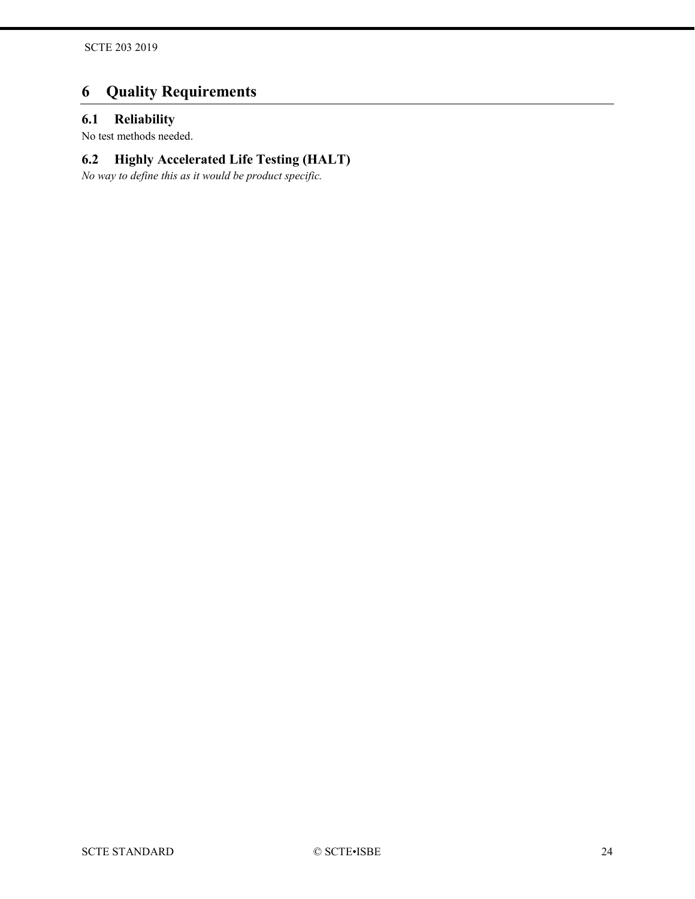# 6 Quality Requirements

## 6.1 Reliability

No test methods needed.

## 6.2 Highly Accelerated Life Testing (HALT)

*No way to define this as it would be product specific.*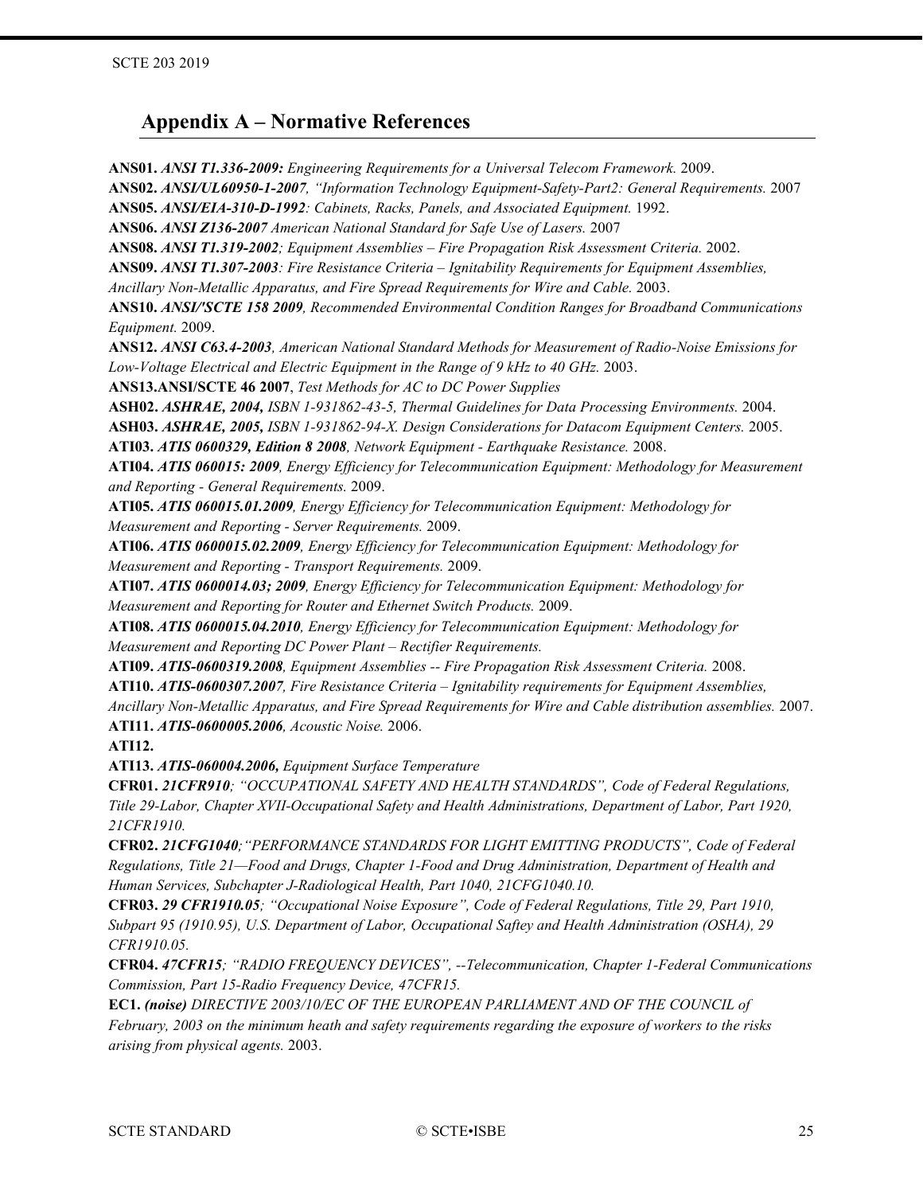## Appendix A – Normative References

**ANS01.** ***ANSI T1.336-2009:*** *Engineering Requirements for a Universal Telecom Framework.* 2009.

**ANS02.** ***ANSI/UL60950-1-2007****, "Information Technology Equipment-Safety-Part2: General Requirements.* 2007

**ANS05.** ***ANSI/EIA-310-D-1992****: Cabinets, Racks, Panels, and Associated Equipment.* 1992.

**ANS06.** ***ANSI Z136-2007*** *American National Standard for Safe Use of Lasers.* 2007

**ANS08.** ***ANSI T1.319-2002****; Equipment Assemblies – Fire Propagation Risk Assessment Criteria.* 2002.

**ANS09.** ***ANSI T1.307-2003****: Fire Resistance Criteria – Ignitability Requirements for Equipment Assemblies, Ancillary Non-Metallic Apparatus, and Fire Spread Requirements for Wire and Cable.* 2003.

**ANS10.** ***ANSI/'SCTE 158 2009****, Recommended Environmental Condition Ranges for Broadband Communications Equipment.* 2009.

**ANS12.** ***ANSI C63.4-2003****, American National Standard Methods for Measurement of Radio-Noise Emissions for Low-Voltage Electrical and Electric Equipment in the Range of 9 kHz to 40 GHz.* 2003.

**ANS13.ANSI/SCTE 46 2007**, *Test Methods for AC to DC Power Supplies*

**ASH02.** ***ASHRAE, 2004,*** *ISBN 1-931862-43-5, Thermal Guidelines for Data Processing Environments.* 2004.

**ASH03.** ***ASHRAE, 2005,*** *ISBN 1-931862-94-X. Design Considerations for Datacom Equipment Centers.* 2005.

**ATI03.** ***ATIS 0600329, Edition 8 2008****, Network Equipment - Earthquake Resistance.* 2008.

**ATI04.** ***ATIS 060015: 2009****, Energy Efficiency for Telecommunication Equipment: Methodology for Measurement and Reporting - General Requirements.* 2009.

**ATI05.** ***ATIS 060015.01.2009****, Energy Efficiency for Telecommunication Equipment: Methodology for Measurement and Reporting - Server Requirements.* 2009.

**ATI06.** ***ATIS 0600015.02.2009****, Energy Efficiency for Telecommunication Equipment: Methodology for Measurement and Reporting - Transport Requirements.* 2009.

**ATI07.** ***ATIS 0600014.03; 2009****, Energy Efficiency for Telecommunication Equipment: Methodology for Measurement and Reporting for Router and Ethernet Switch Products.* 2009.

**ATI08.** ***ATIS 0600015.04.2010****, Energy Efficiency for Telecommunication Equipment: Methodology for Measurement and Reporting DC Power Plant – Rectifier Requirements.*

**ATI09.** ***ATIS-0600319.2008****, Equipment Assemblies -- Fire Propagation Risk Assessment Criteria.* 2008.

**ATI10.** ***ATIS-0600307.2007****, Fire Resistance Criteria – Ignitability requirements for Equipment Assemblies, Ancillary Non-Metallic Apparatus, and Fire Spread Requirements for Wire and Cable distribution assemblies.* 2007.

**ATI11.** ***ATIS-0600005.2006****, Acoustic Noise.* 2006.

**ATI12.**

**ATI13.** ***ATIS-060004.2006,*** *Equipment Surface Temperature*

**CFR01.** ***21CFR910****; "OCCUPATIONAL SAFETY AND HEALTH STANDARDS", Code of Federal Regulations, Title 29-Labor, Chapter XVII-Occupational Safety and Health Administrations, Department of Labor, Part 1920, 21CFR1910.*

**CFR02.** ***21CFG1040****;"PERFORMANCE STANDARDS FOR LIGHT EMITTING PRODUCTS", Code of Federal Regulations, Title 21—Food and Drugs, Chapter 1-Food and Drug Administration, Department of Health and Human Services, Subchapter J-Radiological Health, Part 1040, 21CFG1040.10.*

**CFR03.** ***29 CFR1910.05****; "Occupational Noise Exposure", Code of Federal Regulations, Title 29, Part 1910, Subpart 95 (1910.95), U.S. Department of Labor, Occupational Saftey and Health Administration (OSHA), 29 CFR1910.05.*

**CFR04.** ***47CFR15****; "RADIO FREQUENCY DEVICES", --Telecommunication, Chapter 1-Federal Communications Commission, Part 15-Radio Frequency Device, 47CFR15.*

**EC1.** ***(noise)*** *DIRECTIVE 2003/10/EC OF THE EUROPEAN PARLIAMENT AND OF THE COUNCIL of February, 2003 on the minimum heath and safety requirements regarding the exposure of workers to the risks arising from physical agents.* 2003.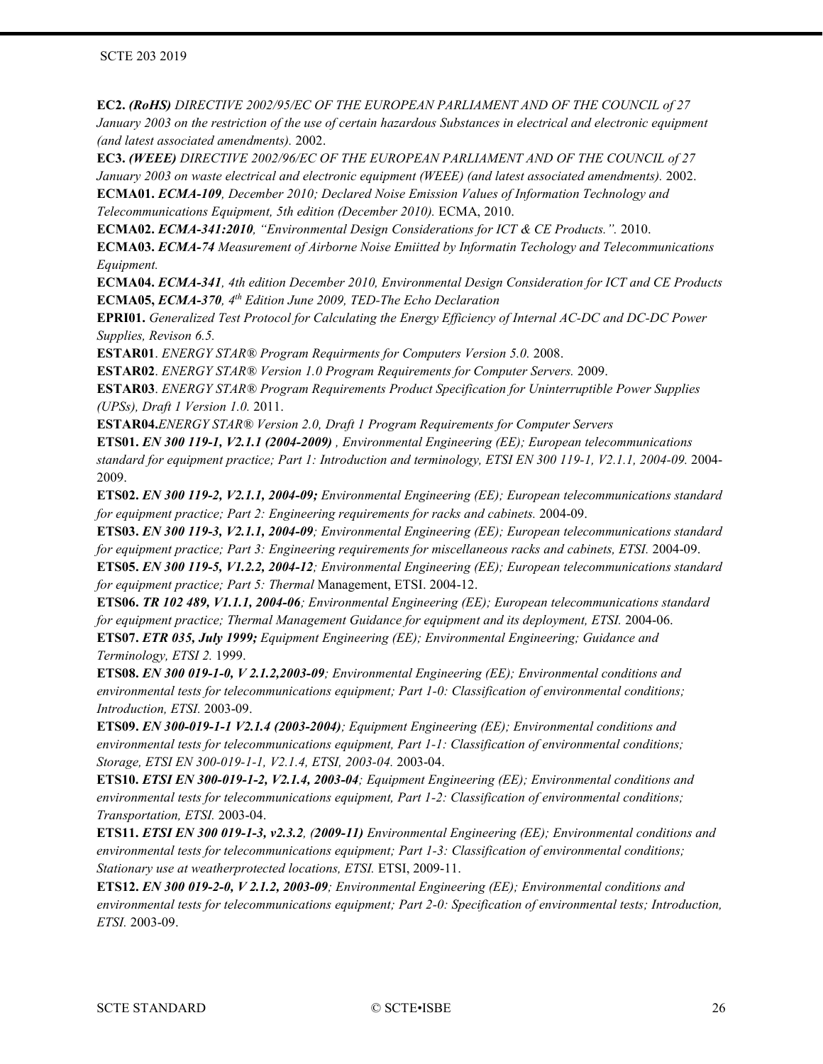**EC2.** ***(RoHS)*** *DIRECTIVE 2002/95/EC OF THE EUROPEAN PARLIAMENT AND OF THE COUNCIL of 27 January 2003 on the restriction of the use of certain hazardous Substances in electrical and electronic equipment (and latest associated amendments).* 2002.

**EC3.** ***(WEEE)*** *DIRECTIVE 2002/96/EC OF THE EUROPEAN PARLIAMENT AND OF THE COUNCIL of 27 January 2003 on waste electrical and electronic equipment (WEEE) (and latest associated amendments).* 2002.

**ECMA01.** ***ECMA-109****, December 2010; Declared Noise Emission Values of Information Technology and Telecommunications Equipment, 5th edition (December 2010).* ECMA, 2010.

**ECMA02.** ***ECMA-341:2010****, "Environmental Design Considerations for ICT & CE Products.".* 2010.

**ECMA03.** ***ECMA-74*** *Measurement of Airborne Noise Emiitted by Informatin Techology and Telecommunications Equipment.*

**ECMA04.** ***ECMA-341****, 4th edition December 2010, Environmental Design Consideration for ICT and CE Products*

**ECMA05,** ***ECMA-370****, 4th Edition June 2009, TED-The Echo Declaration*

**EPRI01.** *Generalized Test Protocol for Calculating the Energy Efficiency of Internal AC-DC and DC-DC Power Supplies, Revison 6.5.*

**ESTAR01**. *ENERGY STAR® Program Requirments for Computers Version 5.0.* 2008.

**ESTAR02**. *ENERGY STAR® Version 1.0 Program Requirements for Computer Servers.* 2009.

**ESTAR03**. *ENERGY STAR® Program Requirements Product Specification for Uninterruptible Power Supplies (UPSs), Draft 1 Version 1.0.* 2011.

**ESTAR04.***ENERGY STAR® Version 2.0, Draft 1 Program Requirements for Computer Servers*

**ETS01.** ***EN 300 119-1, V2.1.1 (2004-2009)*** *, Environmental Engineering (EE); European telecommunications standard for equipment practice; Part 1: Introduction and terminology, ETSI EN 300 119-1, V2.1.1, 2004-09.* 2004-2009.

**ETS02.** ***EN 300 119-2, V2.1.1, 2004-09;*** *Environmental Engineering (EE); European telecommunications standard for equipment practice; Part 2: Engineering requirements for racks and cabinets.* 2004-09.

**ETS03.** ***EN 300 119-3, V2.1.1, 2004-09****; Environmental Engineering (EE); European telecommunications standard for equipment practice; Part 3: Engineering requirements for miscellaneous racks and cabinets, ETSI.* 2004-09.

**ETS05.** ***EN 300 119-5, V1.2.2, 2004-12****; Environmental Engineering (EE); European telecommunications standard for equipment practice; Part 5: Thermal* Management, ETSI. 2004-12.

**ETS06.** ***TR 102 489, V1.1.1, 2004-06****; Environmental Engineering (EE); European telecommunications standard for equipment practice; Thermal Management Guidance for equipment and its deployment, ETSI.* 2004-06.

**ETS07.** ***ETR 035, July 1999;*** *Equipment Engineering (EE); Environmental Engineering; Guidance and Terminology, ETSI 2.* 1999.

**ETS08.** ***EN 300 019-1-0, V 2.1.2,2003-09****; Environmental Engineering (EE); Environmental conditions and environmental tests for telecommunications equipment; Part 1-0: Classification of environmental conditions; Introduction, ETSI.* 2003-09.

**ETS09.** ***EN 300-019-1-1 V2.1.4 (2003-2004)****; Equipment Engineering (EE); Environmental conditions and environmental tests for telecommunications equipment, Part 1-1: Classification of environmental conditions; Storage, ETSI EN 300-019-1-1, V2.1.4, ETSI, 2003-04.* 2003-04.

**ETS10.** ***ETSI EN 300-019-1-2, V2.1.4, 2003-04****; Equipment Engineering (EE); Environmental conditions and environmental tests for telecommunications equipment, Part 1-2: Classification of environmental conditions; Transportation, ETSI.* 2003-04.

**ETS11.** ***ETSI EN 300 019-1-3, v2.3.2, (2009-11)*** *Environmental Engineering (EE); Environmental conditions and environmental tests for telecommunications equipment; Part 1-3: Classification of environmental conditions; Stationary use at weatherprotected locations, ETSI.* ETSI, 2009-11.

**ETS12.** ***EN 300 019-2-0, V 2.1.2, 2003-09****; Environmental Engineering (EE); Environmental conditions and environmental tests for telecommunications equipment; Part 2-0: Specification of environmental tests; Introduction, ETSI.* 2003-09.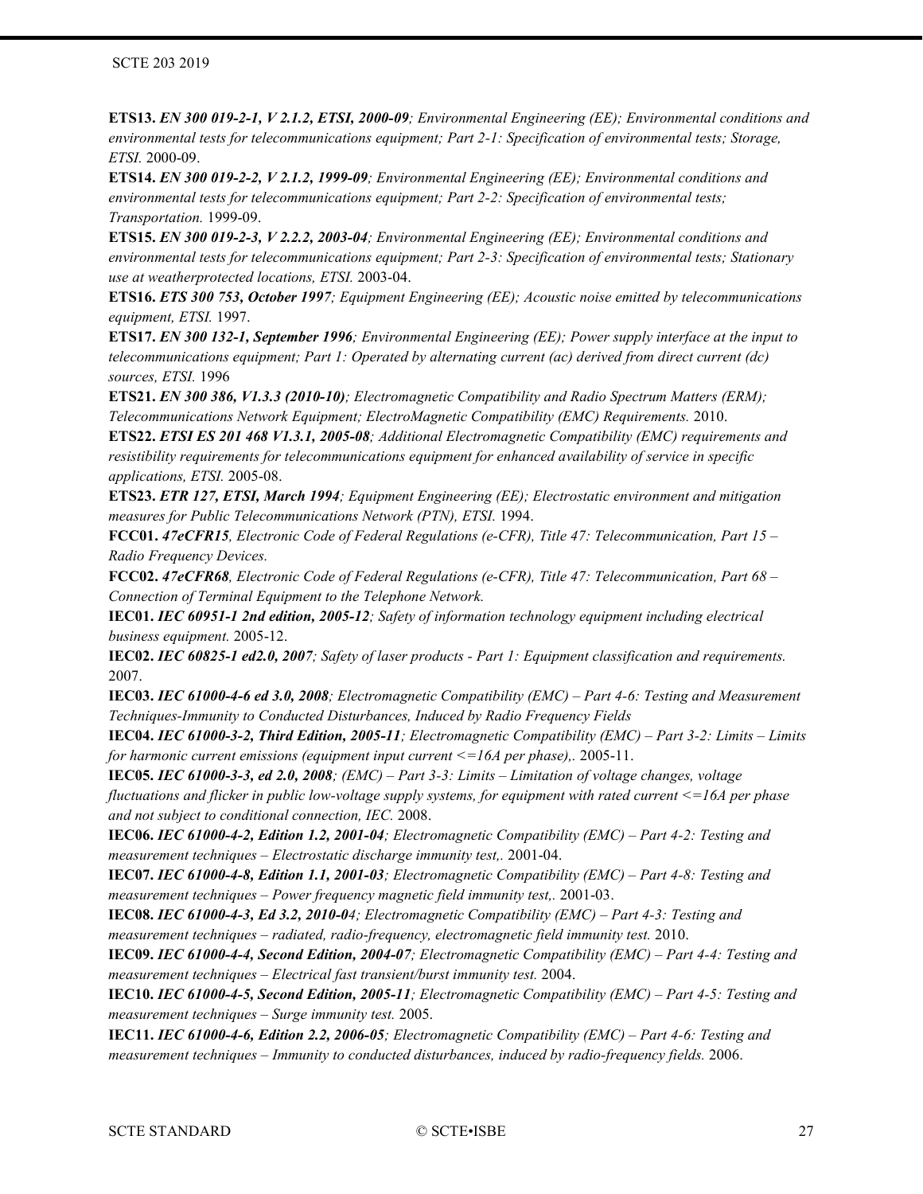**ETS13.** ***EN 300 019-2-1, V 2.1.2, ETSI, 2000-09****; Environmental Engineering (EE); Environmental conditions and environmental tests for telecommunications equipment; Part 2-1: Specification of environmental tests; Storage, ETSI.* 2000-09.

**ETS14.** ***EN 300 019-2-2, V 2.1.2, 1999-09****; Environmental Engineering (EE); Environmental conditions and environmental tests for telecommunications equipment; Part 2-2: Specification of environmental tests; Transportation.* 1999-09.

**ETS15.** ***EN 300 019-2-3, V 2.2.2, 2003-04****; Environmental Engineering (EE); Environmental conditions and environmental tests for telecommunications equipment; Part 2-3: Specification of environmental tests; Stationary use at weatherprotected locations, ETSI.* 2003-04.

**ETS16.** ***ETS 300 753, October 1997****; Equipment Engineering (EE); Acoustic noise emitted by telecommunications equipment, ETSI.* 1997.

**ETS17.** ***EN 300 132-1, September 1996****; Environmental Engineering (EE); Power supply interface at the input to telecommunications equipment; Part 1: Operated by alternating current (ac) derived from direct current (dc) sources, ETSI.* 1996

**ETS21.** ***EN 300 386, V1.3.3 (2010-10)****; Electromagnetic Compatibility and Radio Spectrum Matters (ERM); Telecommunications Network Equipment; ElectroMagnetic Compatibility (EMC) Requirements.* 2010.

**ETS22.** ***ETSI ES 201 468 V1.3.1, 2005-08****; Additional Electromagnetic Compatibility (EMC) requirements and resistibility requirements for telecommunications equipment for enhanced availability of service in specific applications, ETSI.* 2005-08.

**ETS23.** ***ETR 127, ETSI, March 1994****; Equipment Engineering (EE); Electrostatic environment and mitigation measures for Public Telecommunications Network (PTN), ETSI.* 1994.

**FCC01.** ***47eCFR15****, Electronic Code of Federal Regulations (e-CFR), Title 47: Telecommunication, Part 15 – Radio Frequency Devices.*

**FCC02.** ***47eCFR68****, Electronic Code of Federal Regulations (e-CFR), Title 47: Telecommunication, Part 68 – Connection of Terminal Equipment to the Telephone Network.*

**IEC01.** ***IEC 60951-1 2nd edition, 2005-12****; Safety of information technology equipment including electrical business equipment.* 2005-12.

**IEC02.** ***IEC 60825-1 ed2.0, 2007****; Safety of laser products - Part 1: Equipment classification and requirements.* 2007.

**IEC03.** ***IEC 61000-4-6 ed 3.0, 2008****; Electromagnetic Compatibility (EMC) – Part 4-6: Testing and Measurement Techniques-Immunity to Conducted Disturbances, Induced by Radio Frequency Fields*

**IEC04.** ***IEC 61000-3-2, Third Edition, 2005-11****; Electromagnetic Compatibility (EMC) – Part 3-2: Limits – Limits for harmonic current emissions (equipment input current <=16A per phase),.* 2005-11.

**IEC05.** ***IEC 61000-3-3, ed 2.0, 2008****; (EMC) – Part 3-3: Limits – Limitation of voltage changes, voltage fluctuations and flicker in public low-voltage supply systems, for equipment with rated current <=16A per phase and not subject to conditional connection, IEC.* 2008.

**IEC06.** ***IEC 61000-4-2, Edition 1.2, 2001-04****; Electromagnetic Compatibility (EMC) – Part 4-2: Testing and measurement techniques – Electrostatic discharge immunity test,.* 2001-04.

**IEC07.** ***IEC 61000-4-8, Edition 1.1, 2001-03****; Electromagnetic Compatibility (EMC) – Part 4-8: Testing and measurement techniques – Power frequency magnetic field immunity test,.* 2001-03.

**IEC08.** ***IEC 61000-4-3, Ed 3.2, 2010-0****4; Electromagnetic Compatibility (EMC) – Part 4-3: Testing and measurement techniques – radiated, radio-frequency, electromagnetic field immunity test.* 2010.

**IEC09.** ***IEC 61000-4-4, Second Edition, 2004-07****; Electromagnetic Compatibility (EMC) – Part 4-4: Testing and measurement techniques – Electrical fast transient/burst immunity test.* 2004.

**IEC10.** ***IEC 61000-4-5, Second Edition, 2005-11****; Electromagnetic Compatibility (EMC) – Part 4-5: Testing and measurement techniques – Surge immunity test.* 2005.

**IEC11.** ***IEC 61000-4-6, Edition 2.2, 2006-05****; Electromagnetic Compatibility (EMC) – Part 4-6: Testing and measurement techniques – Immunity to conducted disturbances, induced by radio-frequency fields.* 2006.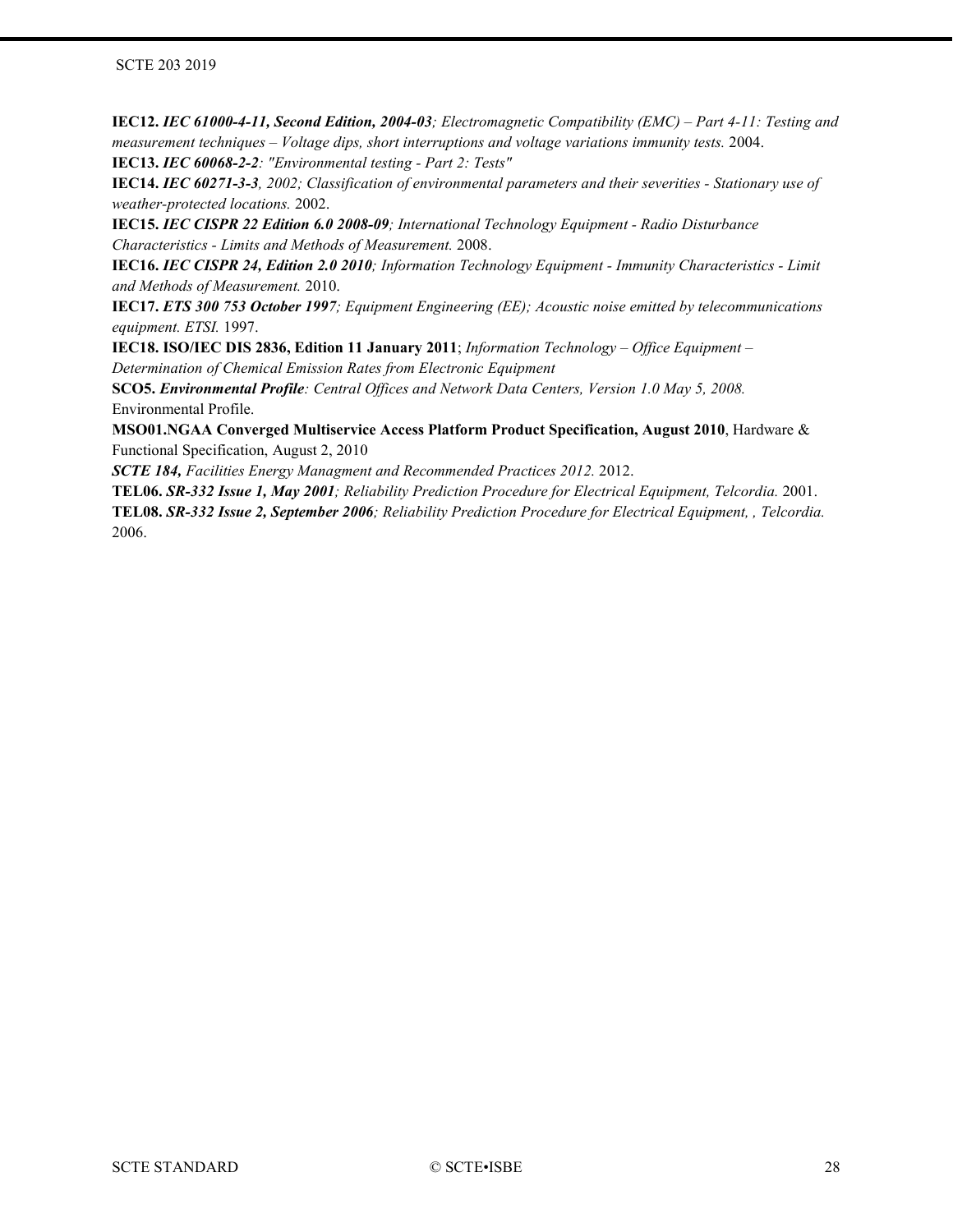**IEC12.** ***IEC 61000-4-11, Second Edition, 2004-03***; *Electromagnetic Compatibility (EMC) – Part 4-11: Testing and measurement techniques – Voltage dips, short interruptions and voltage variations immunity tests.* 2004.

**IEC13.** ***IEC 60068-2-2***: *"Environmental testing - Part 2: Tests"*

**IEC14.** ***IEC 60271-3-3***, *2002; Classification of environmental parameters and their severities - Stationary use of weather-protected locations.* 2002.

**IEC15.** ***IEC CISPR 22 Edition 6.0 2008-09***; *International Technology Equipment - Radio Disturbance Characteristics - Limits and Methods of Measurement.* 2008.

**IEC16.** ***IEC CISPR 24, Edition 2.0 2010***; *Information Technology Equipment - Immunity Characteristics - Limit and Methods of Measurement.* 2010.

**IEC17.** ***ETS 300 753 October 1997***; *Equipment Engineering (EE); Acoustic noise emitted by telecommunications equipment. ETSI.* 1997.

**IEC18. ISO/IEC DIS 2836, Edition 11 January 2011**; *Information Technology – Office Equipment – Determination of Chemical Emission Rates from Electronic Equipment*

**SCO5.** ***Environmental Profile***: *Central Offices and Network Data Centers, Version 1.0 May 5, 2008.* Environmental Profile.

**MSO01.NGAA Converged Multiservice Access Platform Product Specification, August 2010**, Hardware & Functional Specification, August 2, 2010

***SCTE 184,*** *Facilities Energy Managment and Recommended Practices 2012.* 2012.

**TEL06.** ***SR-332 Issue 1, May 2001***; *Reliability Prediction Procedure for Electrical Equipment, Telcordia.* 2001.

**TEL08.** ***SR-332 Issue 2, September 2006***; *Reliability Prediction Procedure for Electrical Equipment, , Telcordia.* 2006.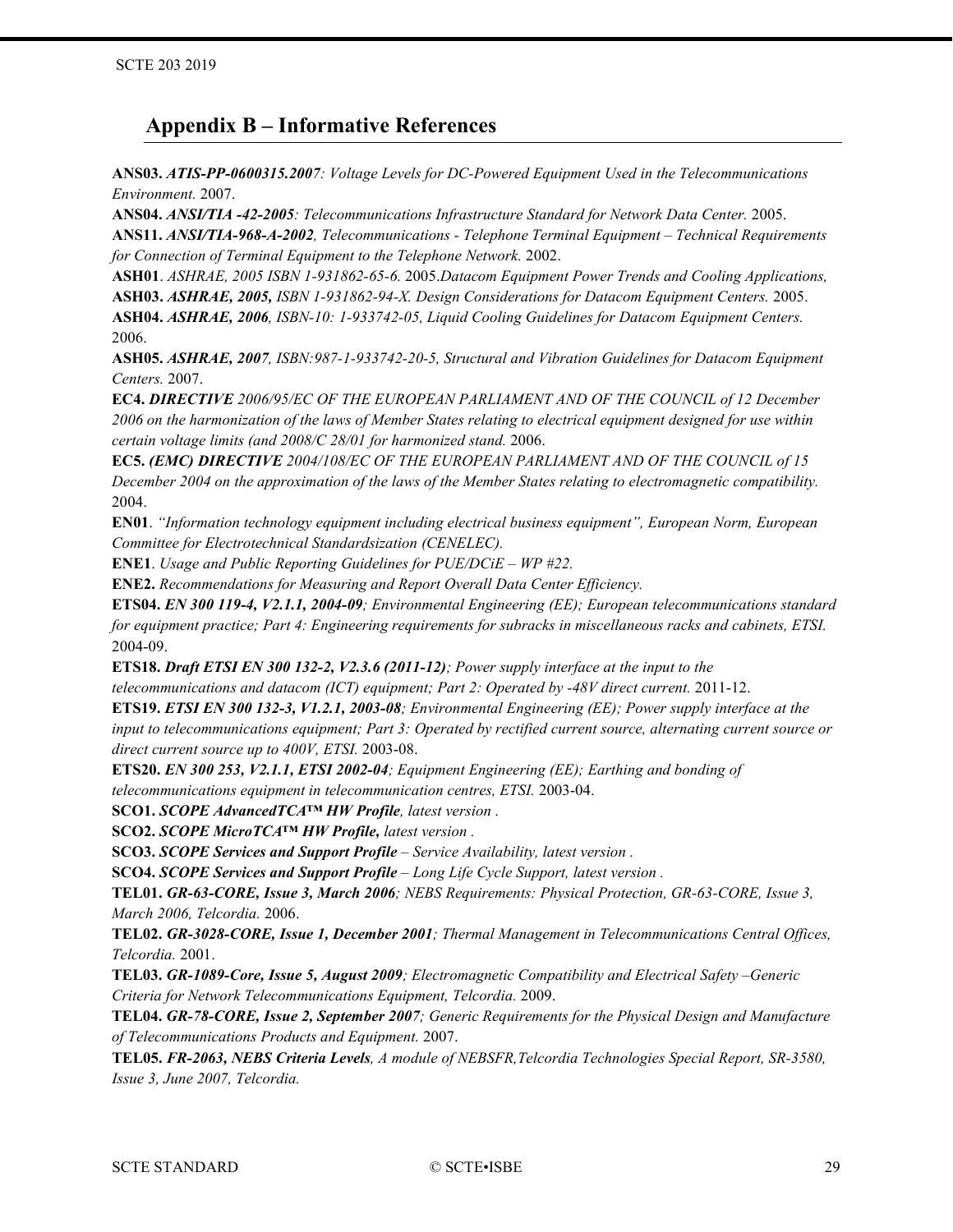## Appendix B – Informative References

**ANS03.** ***ATIS-PP-0600315.2007****: Voltage Levels for DC-Powered Equipment Used in the Telecommunications Environment.* 2007.

**ANS04.** ***ANSI/TIA -42-2005****: Telecommunications Infrastructure Standard for Network Data Center.* 2005.

**ANS11.** ***ANSI/TIA-968-A-2002****, Telecommunications - Telephone Terminal Equipment – Technical Requirements for Connection of Terminal Equipment to the Telephone Network.* 2002.

**ASH01**. *ASHRAE, 2005 ISBN 1-931862-65-6.* 2005.*Datacom Equipment Power Trends and Cooling Applications,*

**ASH03.** ***ASHRAE, 2005,*** *ISBN 1-931862-94-X. Design Considerations for Datacom Equipment Centers.* 2005.

**ASH04.** ***ASHRAE, 2006****, ISBN-10: 1-933742-05, Liquid Cooling Guidelines for Datacom Equipment Centers.* 2006.

**ASH05.** ***ASHRAE, 2007****, ISBN:987-1-933742-20-5, Structural and Vibration Guidelines for Datacom Equipment Centers.* 2007.

**EC4.** ***DIRECTIVE*** *2006/95/EC OF THE EUROPEAN PARLIAMENT AND OF THE COUNCIL of 12 December 2006 on the harmonization of the laws of Member States relating to electrical equipment designed for use within certain voltage limits (and 2008/C 28/01 for harmonized stand.* 2006.

**EC5.** ***(EMC) DIRECTIVE*** *2004/108/EC OF THE EUROPEAN PARLIAMENT AND OF THE COUNCIL of 15 December 2004 on the approximation of the laws of the Member States relating to electromagnetic compatibility.* 2004.

**EN01**. *"Information technology equipment including electrical business equipment", European Norm, European Committee for Electrotechnical Standardsization (CENELEC).*

**ENE1**. *Usage and Public Reporting Guidelines for PUE/DCiE – WP #22.*

**ENE2.** *Recommendations for Measuring and Report Overall Data Center Efficiency.*

**ETS04.** ***EN 300 119-4, V2.1.1, 2004-09****; Environmental Engineering (EE); European telecommunications standard for equipment practice; Part 4: Engineering requirements for subracks in miscellaneous racks and cabinets, ETSI.* 2004-09.

**ETS18.** ***Draft ETSI EN 300 132-2, V2.3.6 (2011-12)****; Power supply interface at the input to the telecommunications and datacom (ICT) equipment; Part 2: Operated by -48V direct current.* 2011-12.

**ETS19.** ***ETSI EN 300 132-3, V1.2.1, 2003-08****; Environmental Engineering (EE); Power supply interface at the input to telecommunications equipment; Part 3: Operated by rectified current source, alternating current source or direct current source up to 400V, ETSI.* 2003-08.

**ETS20.** ***EN 300 253, V2.1.1, ETSI 2002-04****; Equipment Engineering (EE); Earthing and bonding of telecommunications equipment in telecommunication centres, ETSI.* 2003-04.

**SCO1.** ***SCOPE AdvancedTCA™ HW Profile****, latest version .*

**SCO2.** ***SCOPE MicroTCA™ HW Profile,*** *latest version .*

**SCO3.** ***SCOPE Services and Support Profile*** *– Service Availability, latest version .*

**SCO4.** ***SCOPE Services and Support Profile*** *– Long Life Cycle Support, latest version .*

**TEL01.** ***GR-63-CORE, Issue 3, March 2006****; NEBS Requirements: Physical Protection, GR-63-CORE, Issue 3, March 2006, Telcordia.* 2006.

**TEL02.** ***GR-3028-CORE, Issue 1, December 2001****; Thermal Management in Telecommunications Central Offices, Telcordia.* 2001.

**TEL03.** ***GR-1089-Core, Issue 5, August 2009****; Electromagnetic Compatibility and Electrical Safety –Generic Criteria for Network Telecommunications Equipment, Telcordia.* 2009.

**TEL04.** ***GR-78-CORE, Issue 2, September 2007****; Generic Requirements for the Physical Design and Manufacture of Telecommunications Products and Equipment.* 2007.

**TEL05.** ***FR-2063, NEBS Criteria Levels****, A module of NEBSFR,Telcordia Technologies Special Report, SR-3580, Issue 3, June 2007, Telcordia.*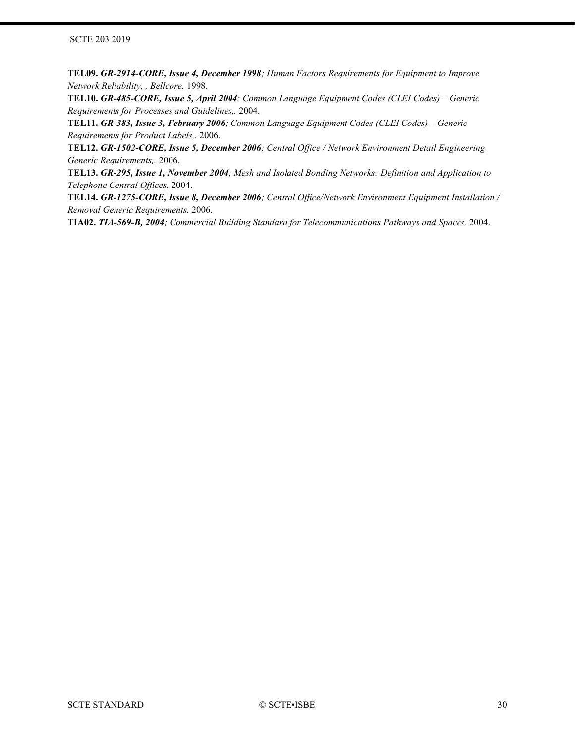**TEL09.** ***GR-2914-CORE, Issue 4, December 1998****; Human Factors Requirements for Equipment to Improve Network Reliability, , Bellcore.* 1998.

**TEL10.** ***GR-485-CORE, Issue 5, April 2004****; Common Language Equipment Codes (CLEI Codes) – Generic Requirements for Processes and Guidelines,.* 2004.

**TEL11.** ***GR-383, Issue 3, February 2006****; Common Language Equipment Codes (CLEI Codes) – Generic Requirements for Product Labels,.* 2006.

**TEL12.** ***GR-1502-CORE, Issue 5, December 2006****; Central Office / Network Environment Detail Engineering Generic Requirements,.* 2006.

**TEL13.** ***GR-295, Issue 1, November 2004****; Mesh and Isolated Bonding Networks: Definition and Application to Telephone Central Offices.* 2004.

**TEL14.** ***GR-1275-CORE, Issue 8, December 2006****; Central Office/Network Environment Equipment Installation / Removal Generic Requirements.* 2006.

**TIA02.** ***TIA-569-B, 2004****; Commercial Building Standard for Telecommunications Pathways and Spaces.* 2004.